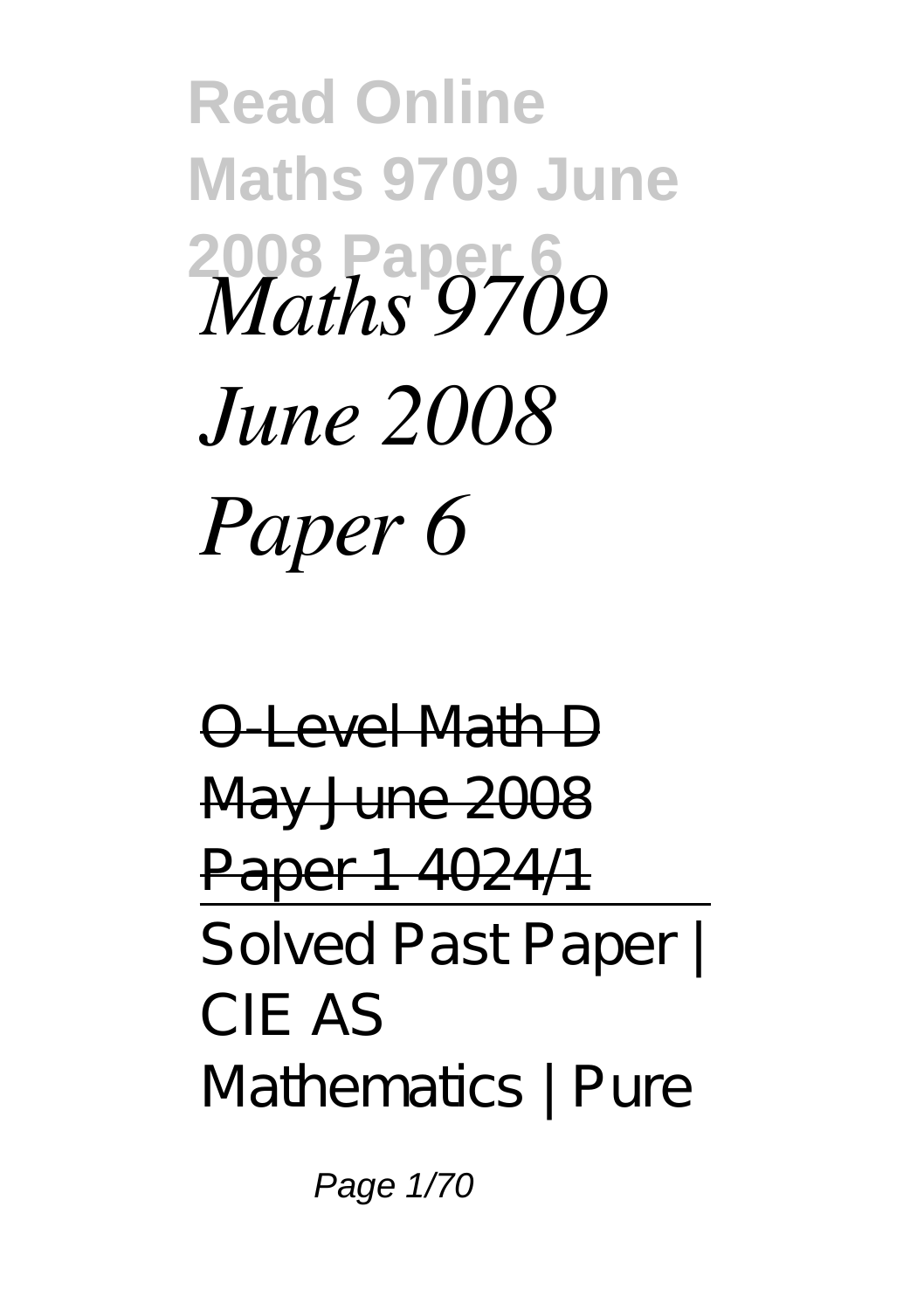# Read Online Maths 9709 June 2008 Paper 6

*Maths 9709 June 2008 Paper 6*

~~O-Level Math D May June 2008 Paper 1 4024/1~~

Solved Past Paper | CIE AS Mathematics | Pure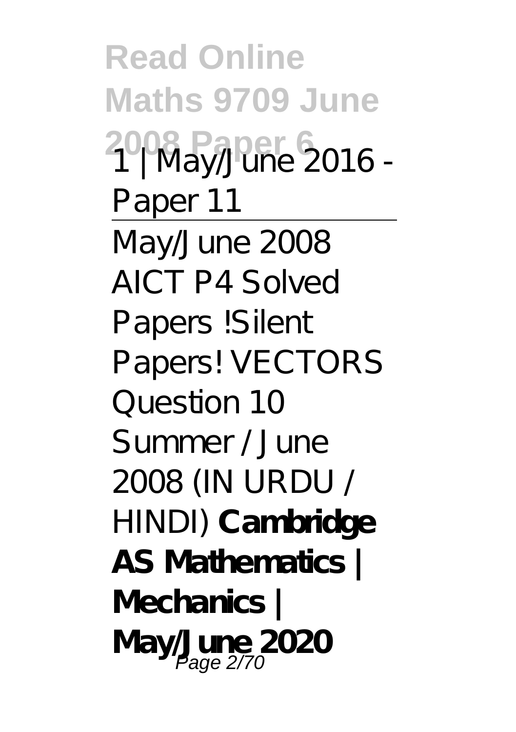1 | May/June 2016 - Paper 11

---

May/June 2008 AICT P4 Solved Papers !Silent Papers! VECTORS Question 10 Summer / June 2008 (IN URDU / HINDI) **Cambridge AS Mathematics | Mechanics | May/June 2020**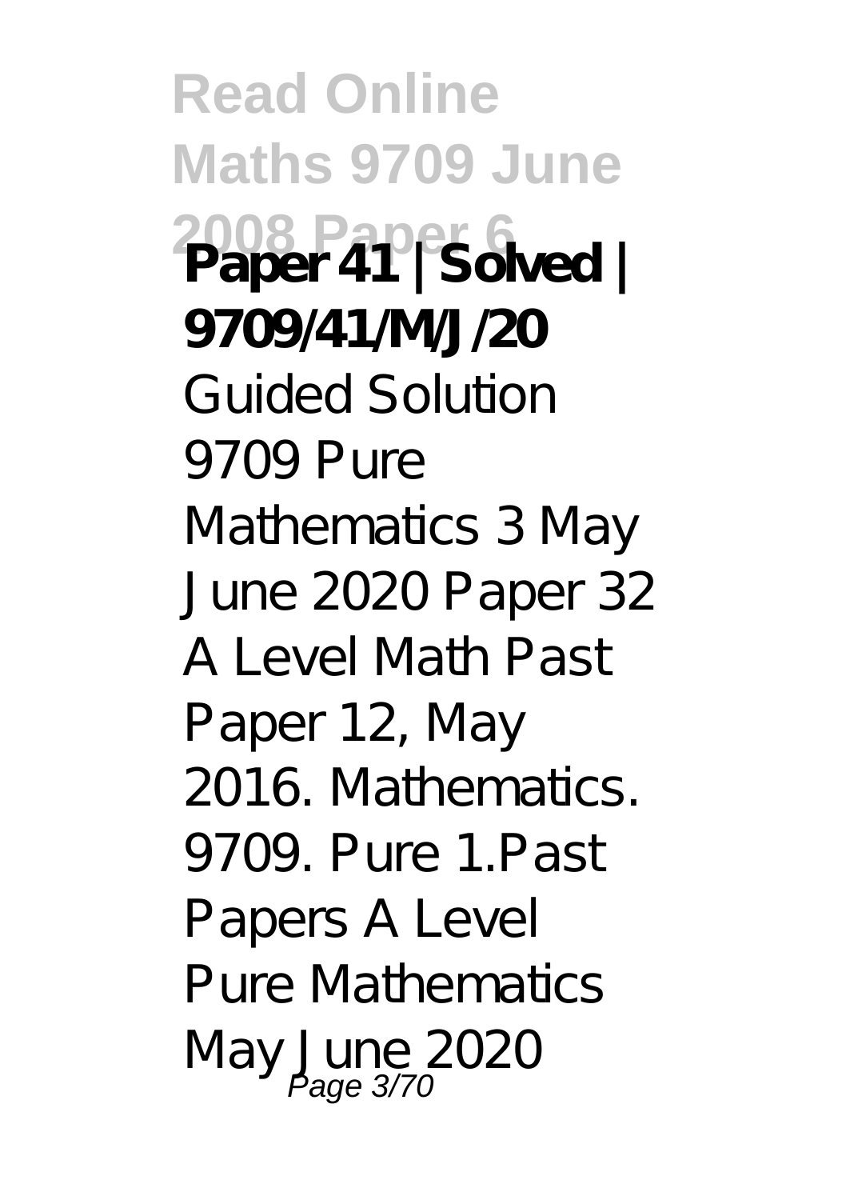**Paper 41 | Solved | 9709/41/M/J/20**

Guided Solution 9709 Pure Mathematics 3 May June 2020 Paper 32 A Level Math Past Paper 12, May 2016. Mathematics. 9709. Pure 1.Past Papers A Level Pure Mathematics May June 2020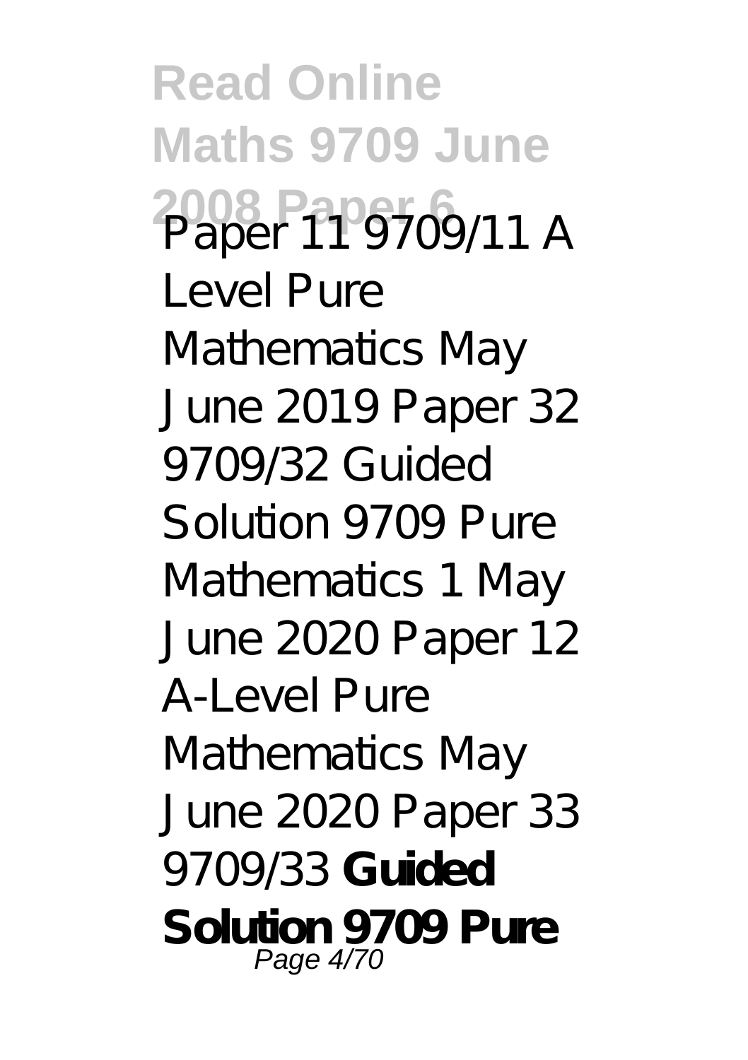Paper 11 9709/11 A Level Pure Mathematics May June 2019 Paper 32 9709/32 Guided Solution 9709 Pure Mathematics 1 May June 2020 Paper 12 A-Level Pure Mathematics May June 2020 Paper 33 9709/33 **Guided Solution 9709 Pure**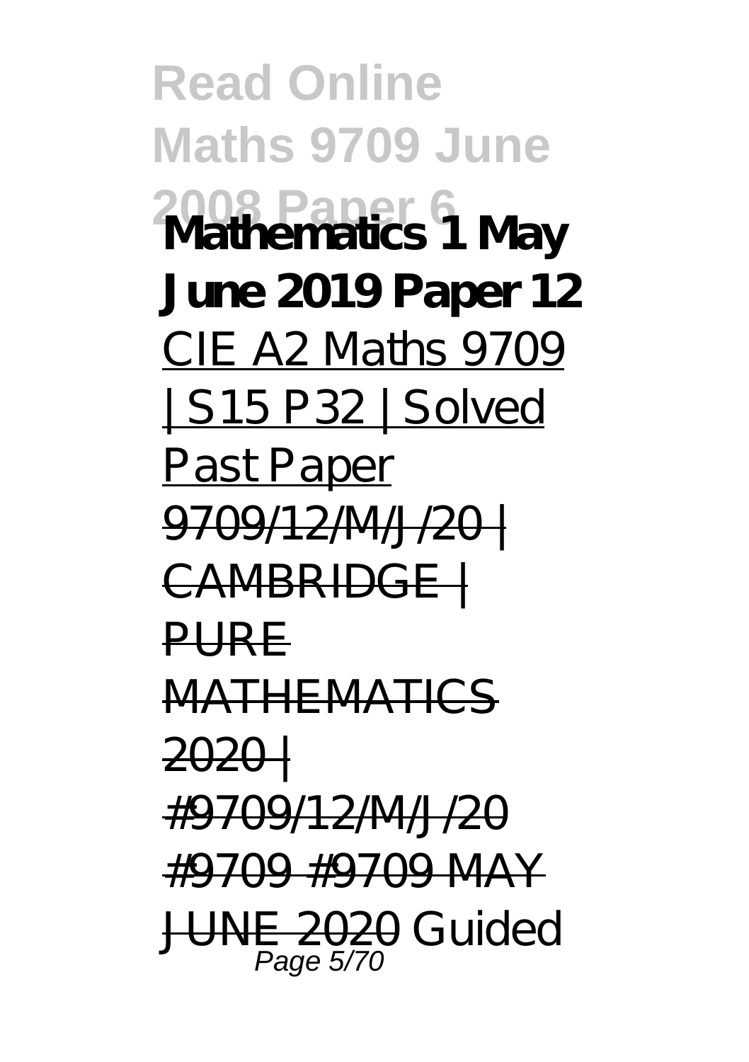**Mathematics 1 May June 2019 Paper 12**

CIE A2 Maths 9709 | S15 P32 | Solved Past Paper

~~9709/12/M/J/20 | CAMBRIDGE | PURE MATHEMATICS 2020 | #9709/12/M/J/20 #9709 #9709 MAY JUNE 2020~~ *Guided*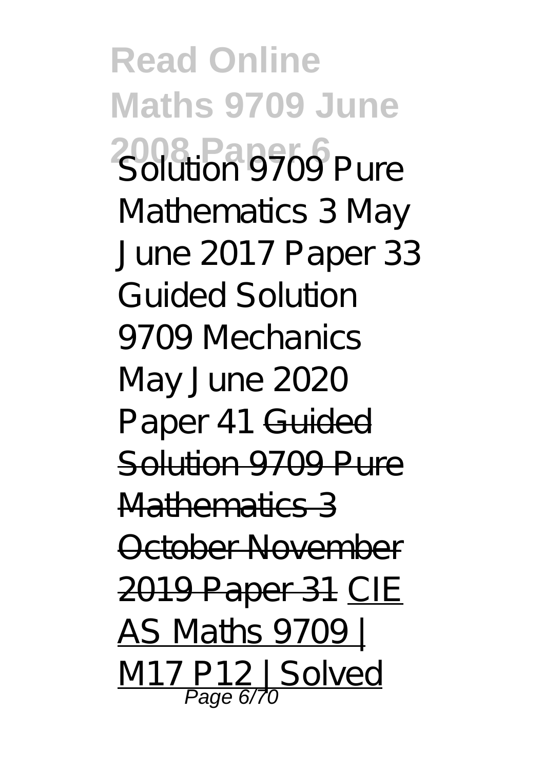Solution 9709 Pure Mathematics 3 May June 2017 Paper 33 Guided Solution 9709 Mechanics May June 2020 Paper 41 ~~Guided Solution 9709 Pure Mathematics 3 October November 2019 Paper 31~~ CIE AS Maths 9709 | M17 P12 | Solved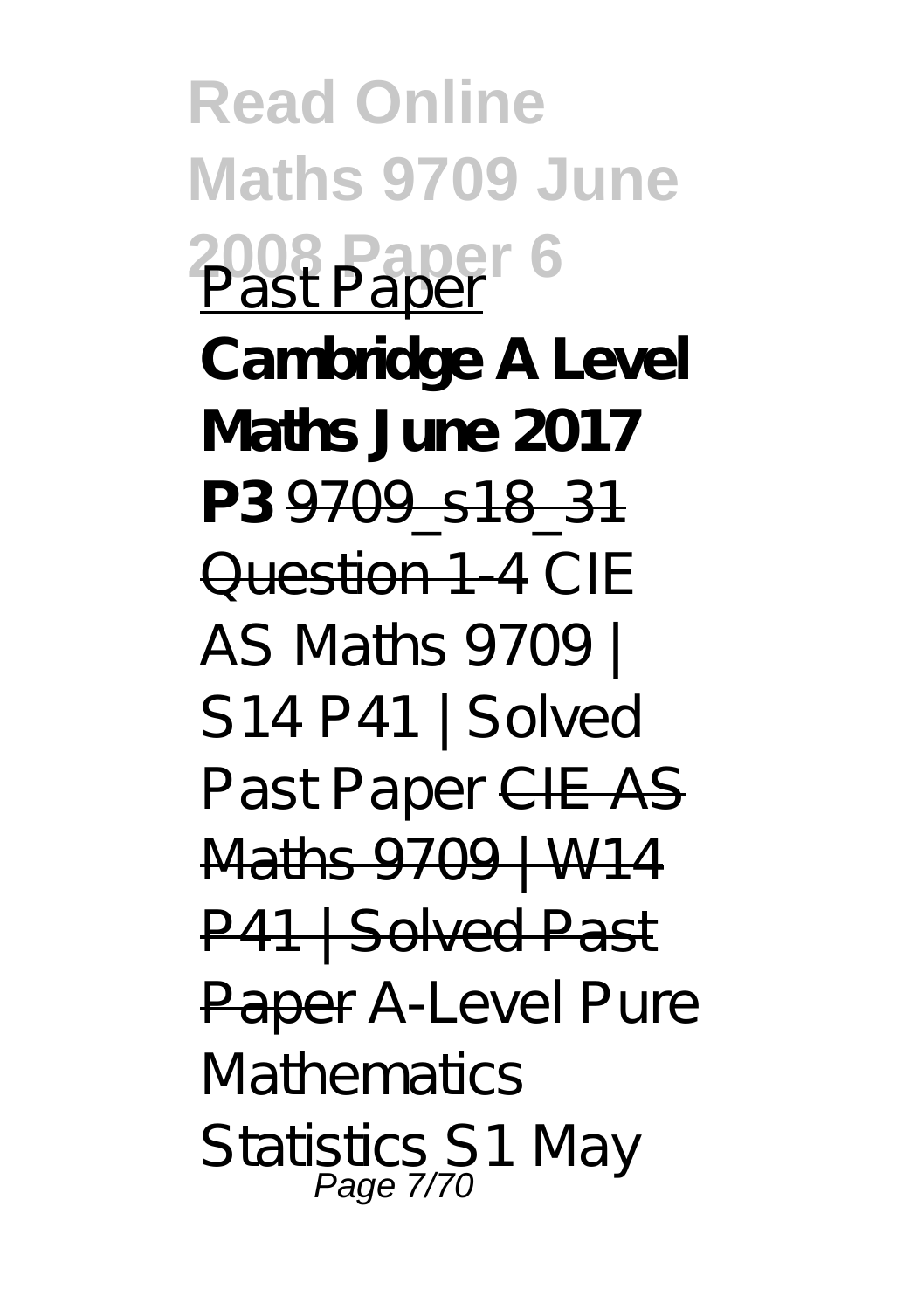Past Paper **Cambridge A Level Maths June 2017 P3** ~~9709_s18_31 Question 1-4~~ *CIE AS Maths 9709 | S14 P41 | Solved Past Paper* ~~CIE AS Maths 9709 | W14 P41 | Solved Past Paper~~ *A-Level Pure Mathematics Statistics S1 May*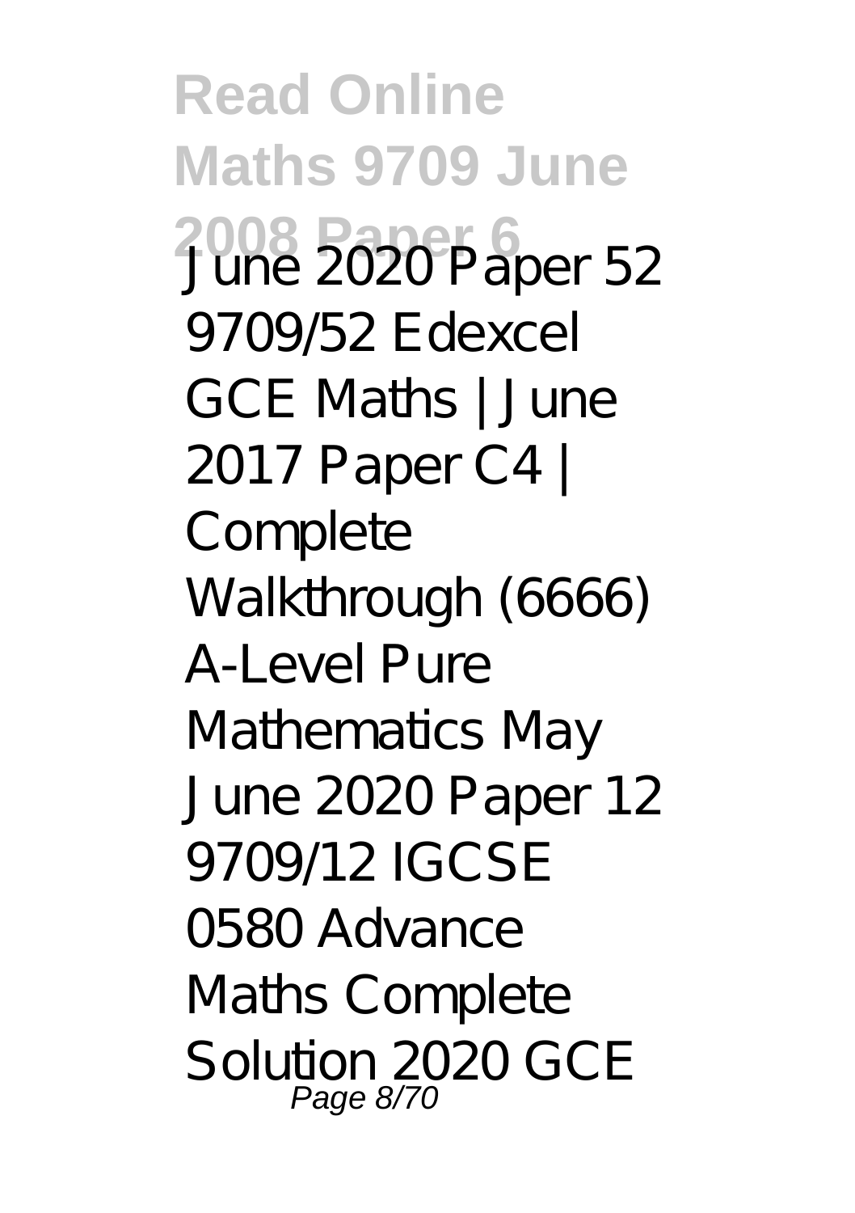June 2020 Paper 52 9709/52 Edexcel GCE Maths | June 2017 Paper C4 | Complete Walkthrough (6666) A-Level Pure Mathematics May June 2020 Paper 12 9709/12 IGCSE 0580 Advance Maths Complete Solution 2020 GCE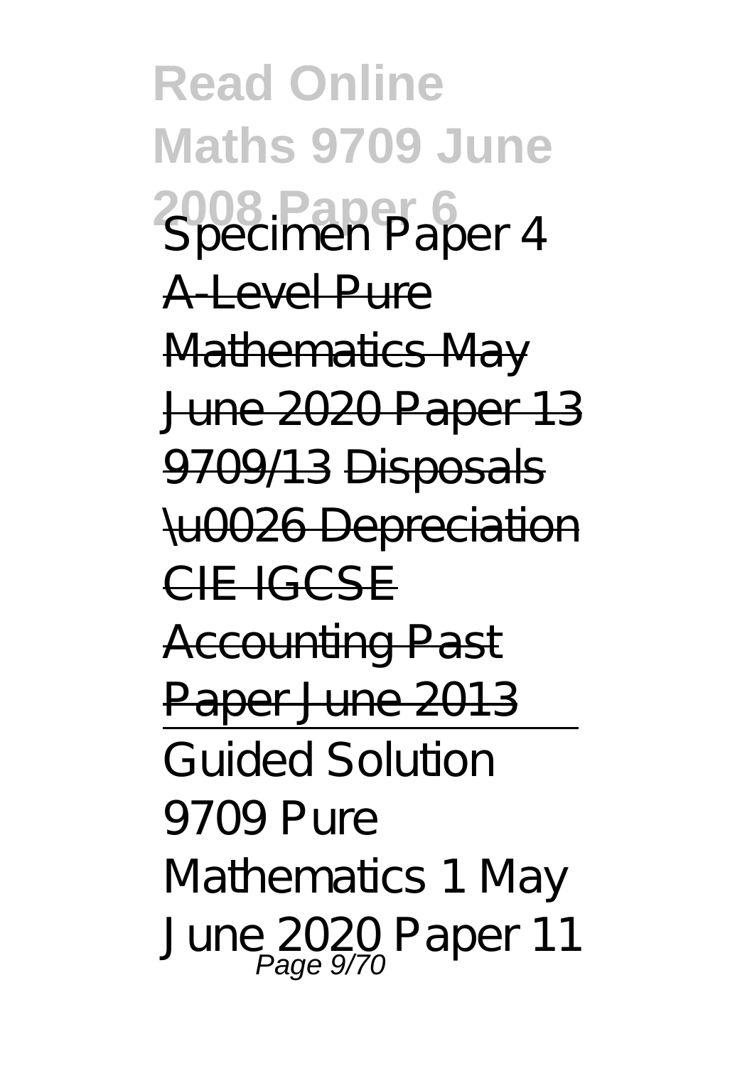Specimen Paper 4

A-Level Pure Mathematics May June 2020 Paper 13 9709/13 Disposals \u0026 Depreciation CIE IGCSE Accounting Past Paper June 2013

Guided Solution 9709 Pure Mathematics 1 May June 2020 Paper 11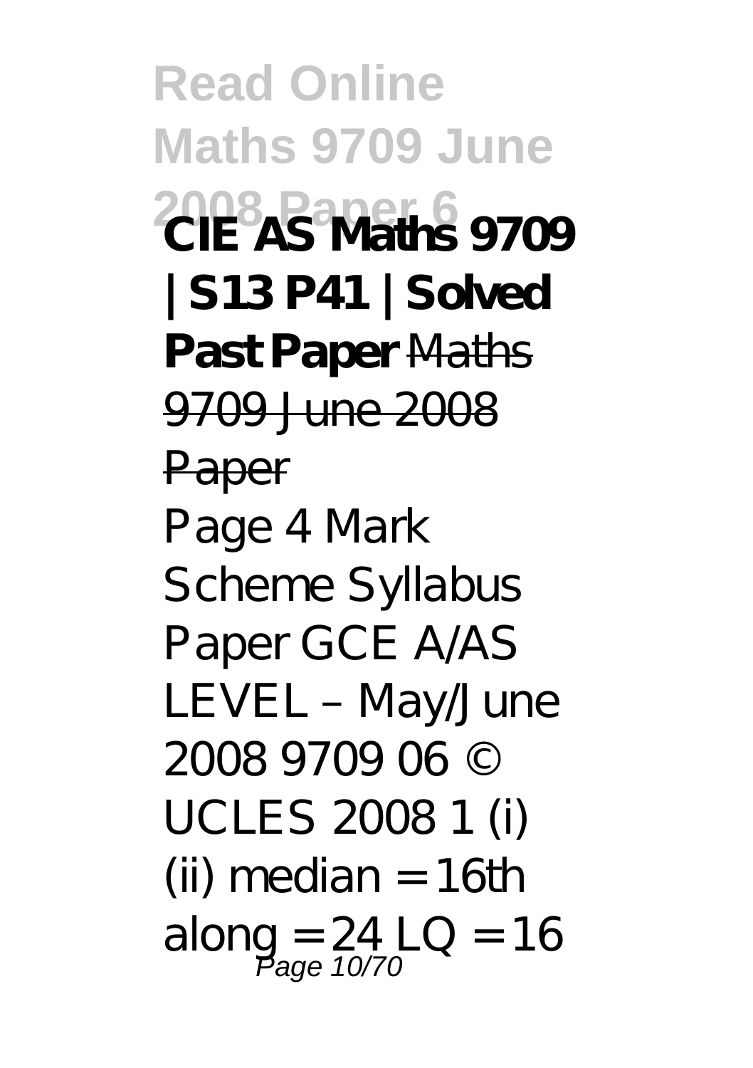**CIE AS Maths 9709 | S13 P41 | Solved Past Paper** ~~Maths 9709 June 2008 Paper~~

Page 4 Mark Scheme Syllabus Paper GCE A/AS LEVEL – May/June 2008 9709 06 © UCLES 2008 1 (i) (ii) median = 16th along = 24 LQ = 16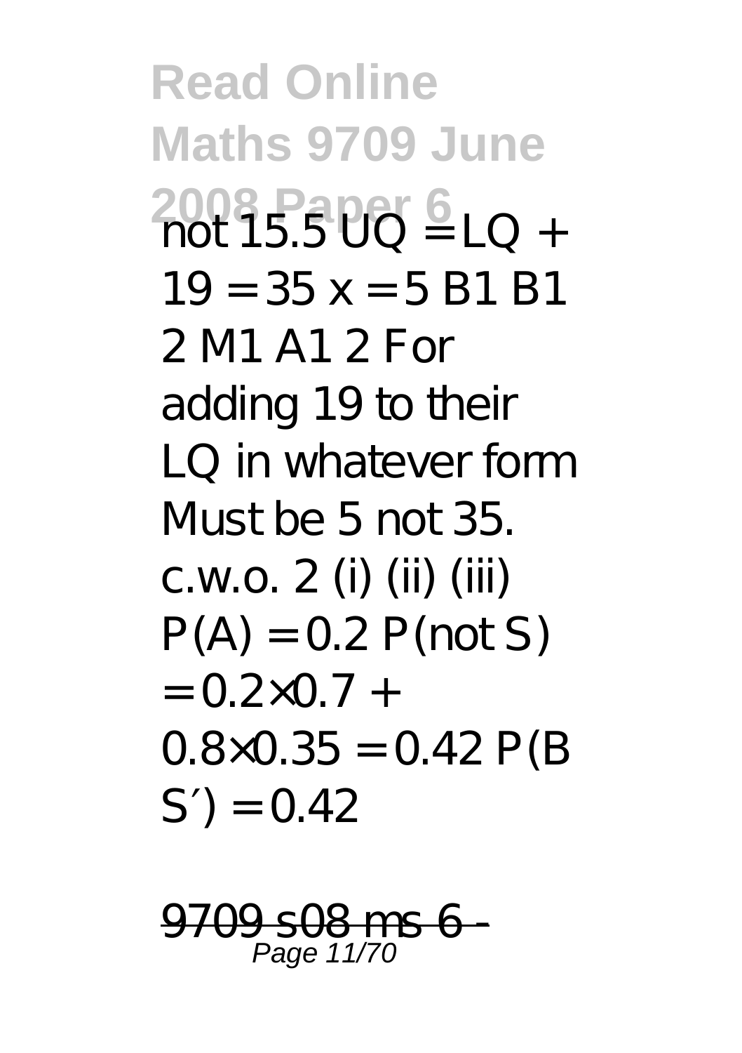not 15.5 UQ = LQ + 19 = 35 x = 5 B1 B1 2 M1 A1 2 For adding 19 to their LQ in whatever form Must be 5 not 35. c.w.o. 2 (i) (ii) (iii) P(A) = 0.2 P(not S) = 0.2×0.7 + 0.8×0.35 = 0.42 P(B S′) = 0.42

9709 s08 ms 6 -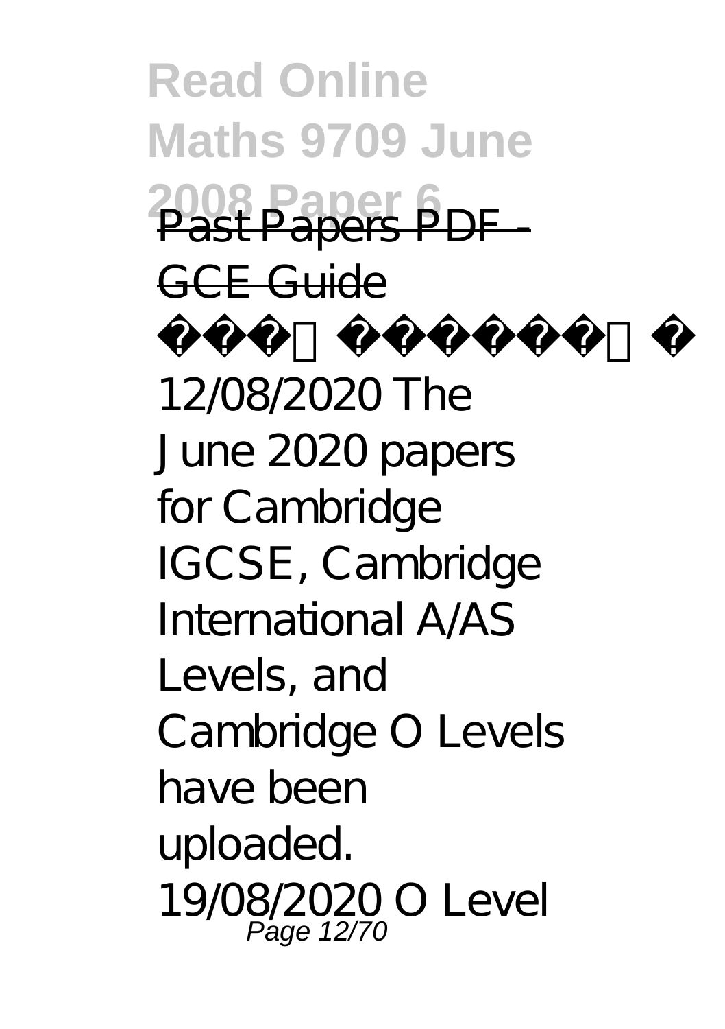Past Papers PDF - GCE Guide

12/08/2020 The June 2020 papers for Cambridge IGCSE, Cambridge International A/AS Levels, and Cambridge O Levels have been uploaded. 19/08/2020 O Level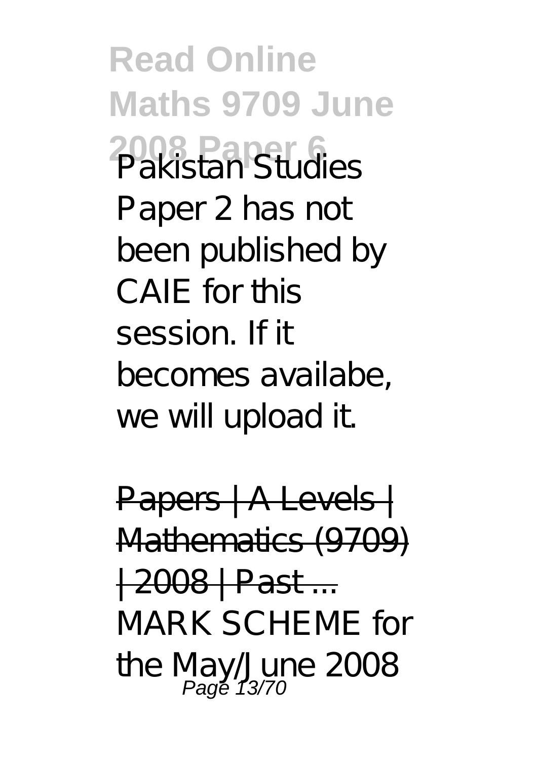Pakistan Studies Paper 2 has not been published by CAIE for this session. If it becomes availabe, we will upload it.

Papers | A Levels | Mathematics (9709) | 2008 | Past ...

MARK SCHEME for the May/June 2008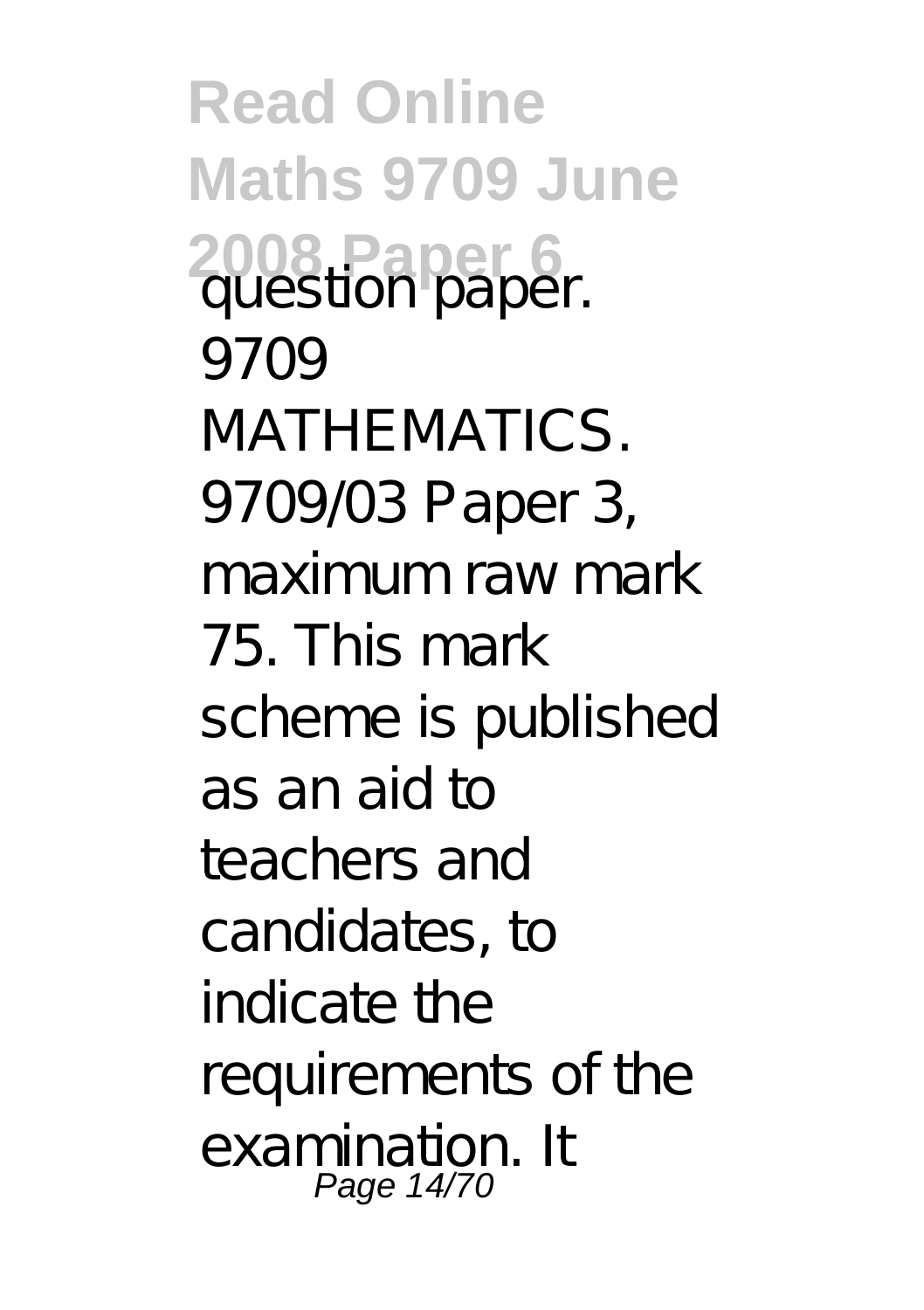question paper. 9709 MATHEMATICS. 9709/03 Paper 3, maximum raw mark 75. This mark scheme is published as an aid to teachers and candidates, to indicate the requirements of the examination. It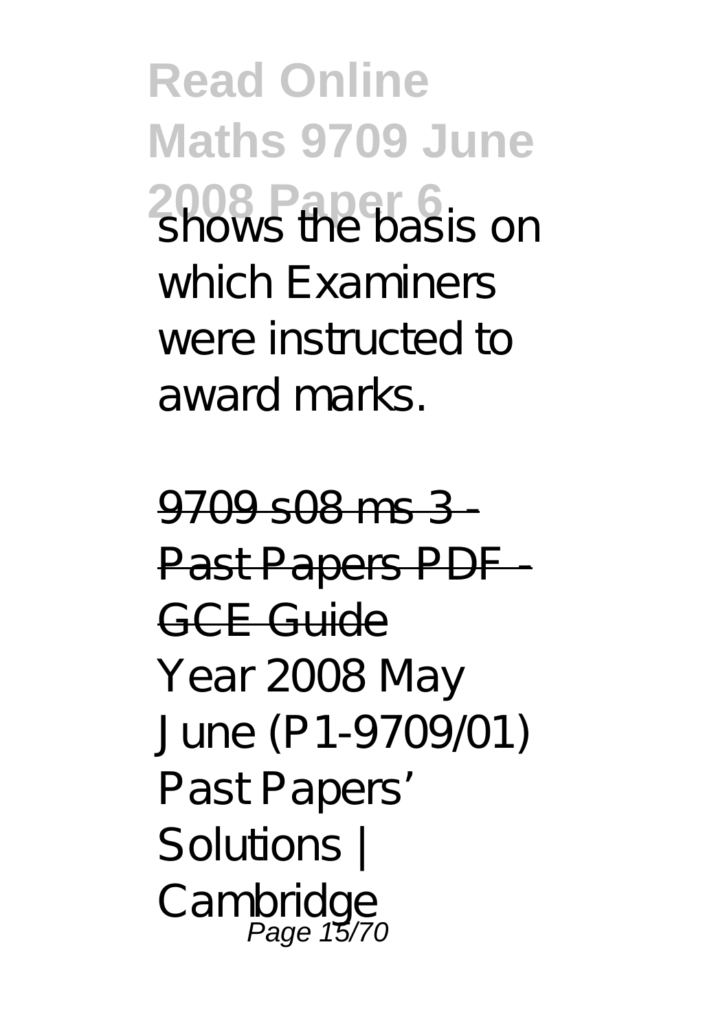shows the basis on which Examiners were instructed to award marks.

9709 s08 ms 3 - Past Papers PDF - GCE Guide

Year 2008 May June (P1-9709/01) Past Papers' Solutions | Cambridge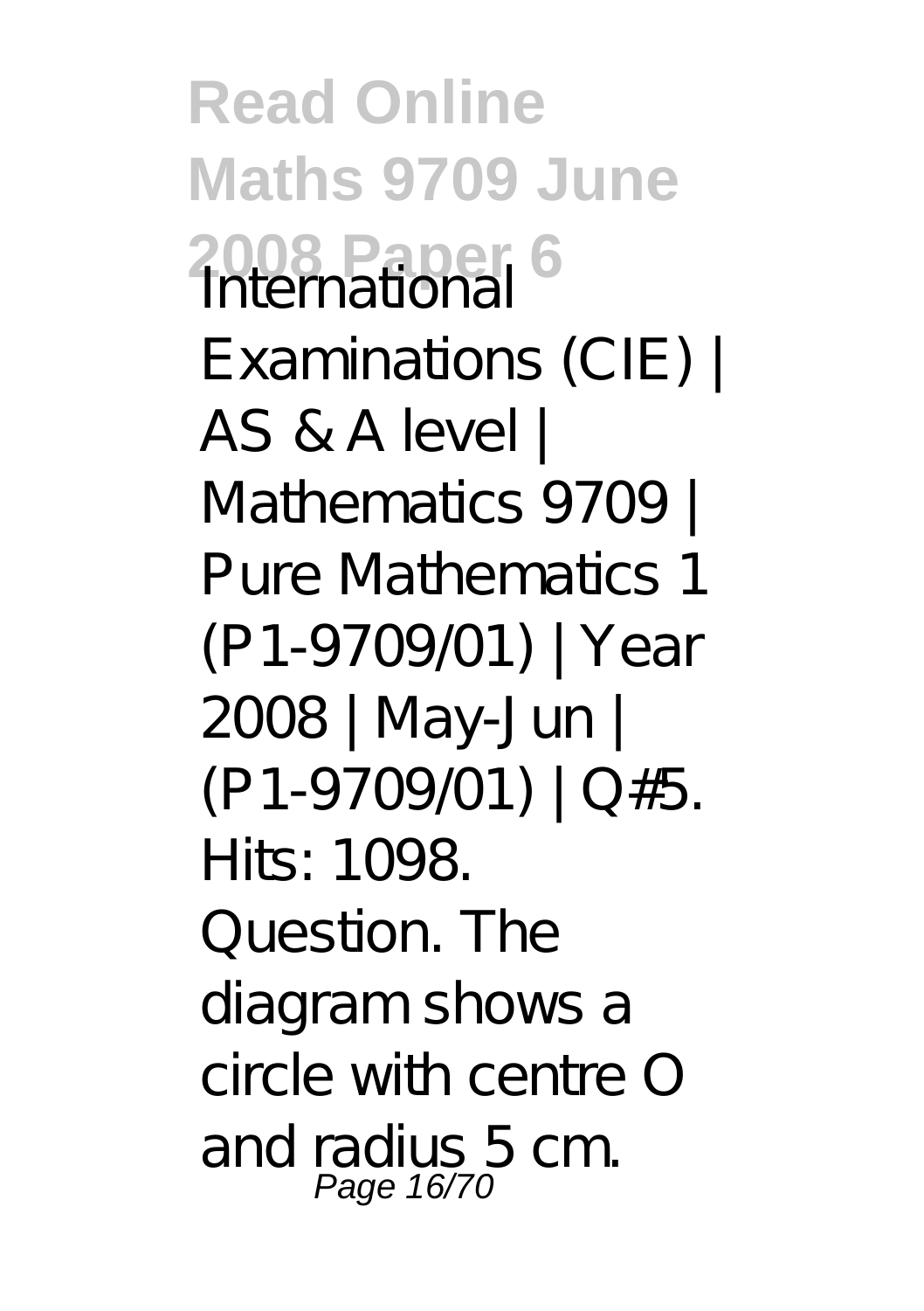International Examinations (CIE) | AS & A level | Mathematics 9709 | Pure Mathematics 1 (P1-9709/01) | Year 2008 | May-Jun | (P1-9709/01) | Q#5. Hits: 1098. Question. The diagram shows a circle with centre O and radius 5 cm.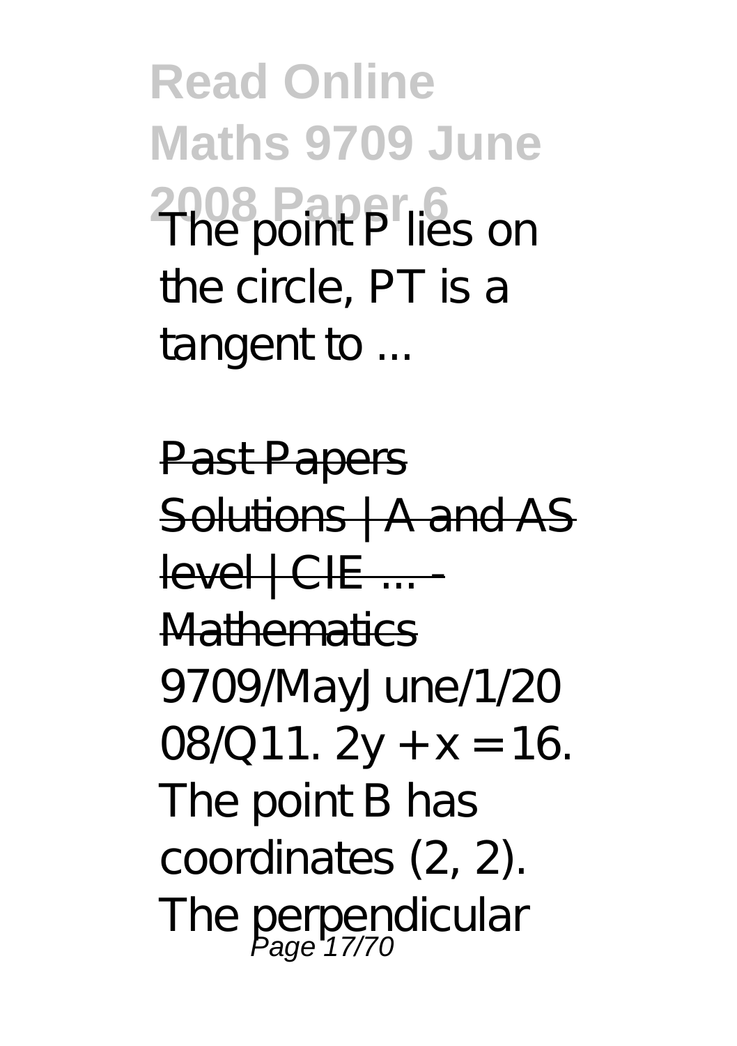The point P lies on the circle, PT is a tangent to ...

Past Papers Solutions | A and AS level | CIE ... - Mathematics

9709/MayJune/1/2008/Q11. $2y + x = 16$. The point B has coordinates (2, 2). The perpendicular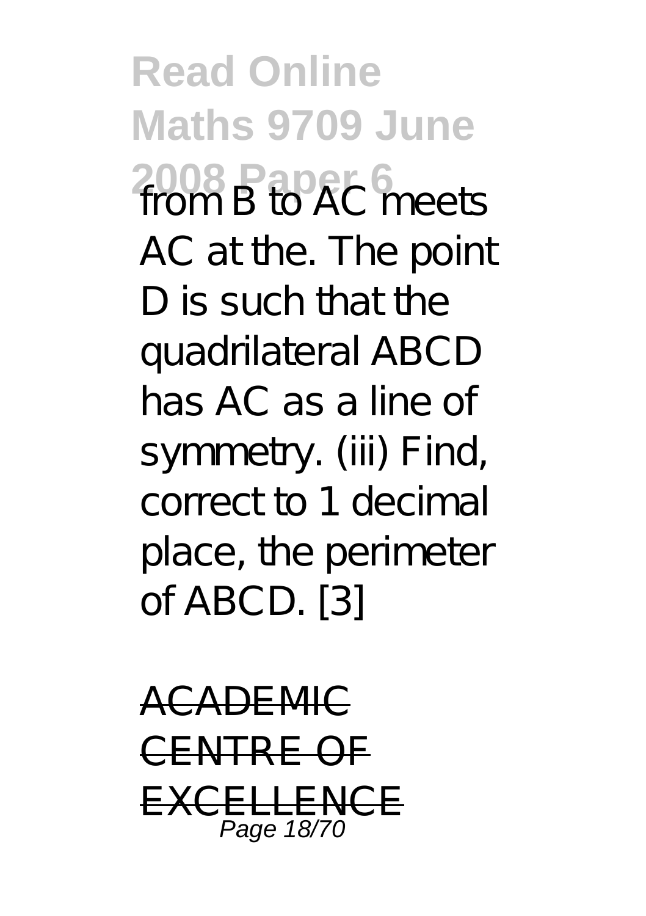from B to AC meets AC at the. The point D is such that the quadrilateral ABCD has AC as a line of symmetry. (iii) Find, correct to 1 decimal place, the perimeter of ABCD. [3]

ACADEMIC CENTRE OF EXCELLENCE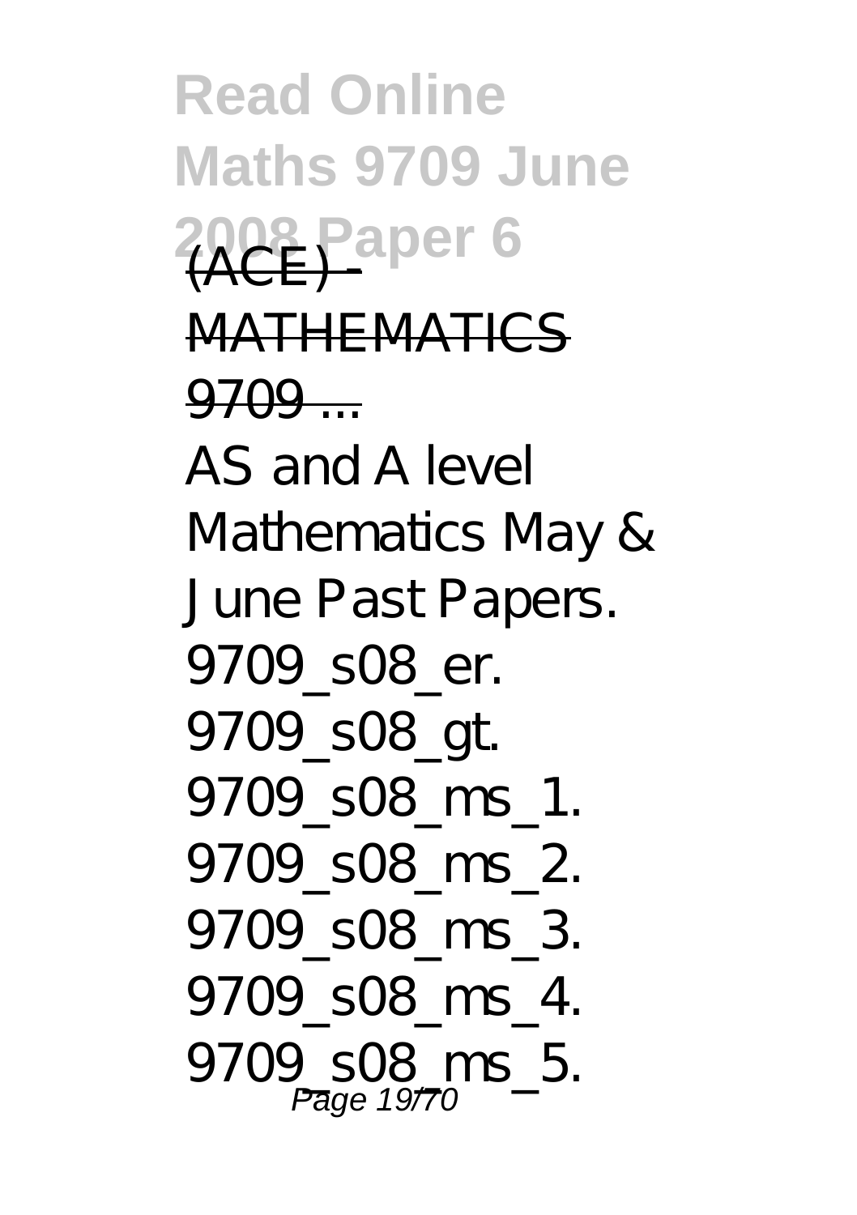(ACE) - MATHEMATICS 9709 ...

AS and A level Mathematics May & June Past Papers. 9709_s08_er. 9709_s08_gt. 9709_s08_ms_1. 9709_s08_ms_2. 9709_s08_ms_3. 9709_s08_ms_4. 9709_s08_ms_5.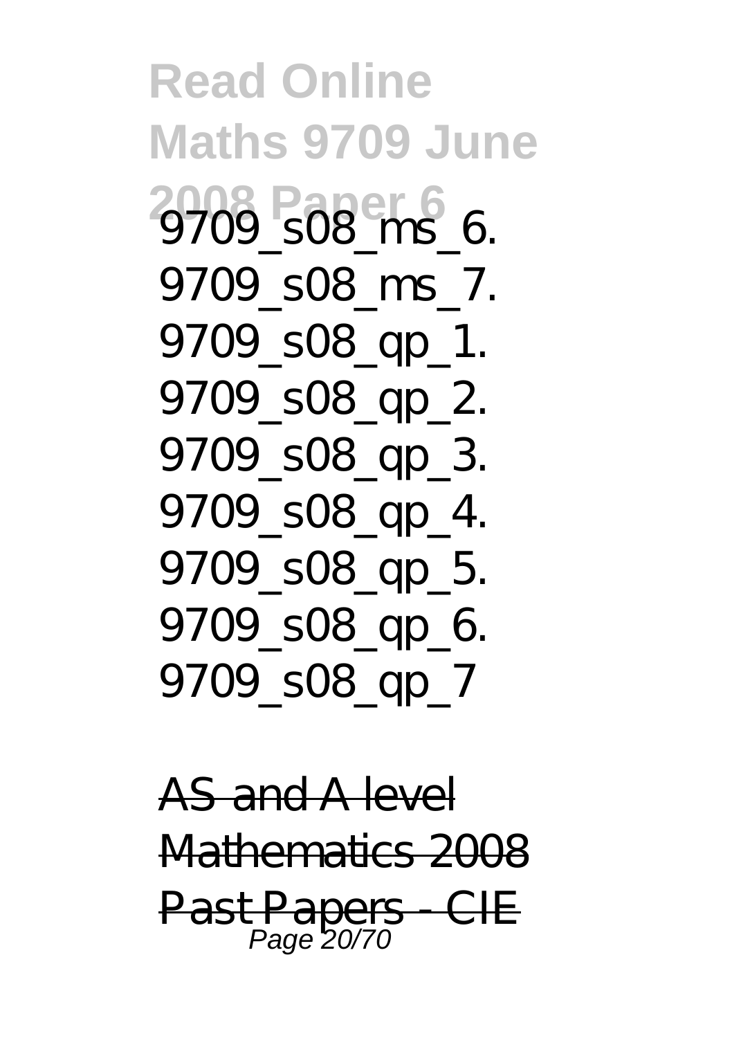9709_s08_ms_6. 9709_s08_ms_7. 9709_s08_qp_1. 9709_s08_qp_2. 9709_s08_qp_3. 9709_s08_qp_4. 9709_s08_qp_5. 9709_s08_qp_6. 9709_s08_qp_7

~~AS and A level Mathematics 2008 Past Papers - CIE~~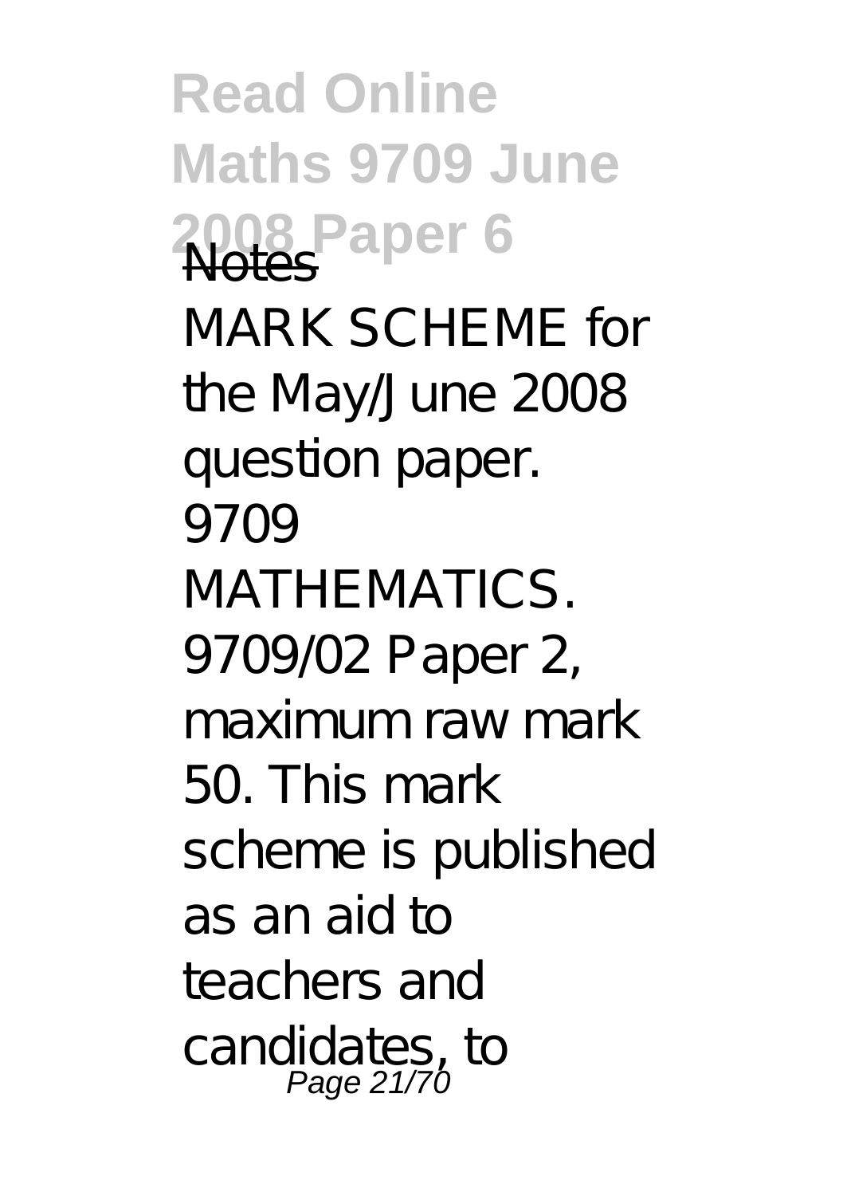Notes

MARK SCHEME for the May/June 2008 question paper. 9709 MATHEMATICS. 9709/02 Paper 2, maximum raw mark 50. This mark scheme is published as an aid to teachers and candidates, to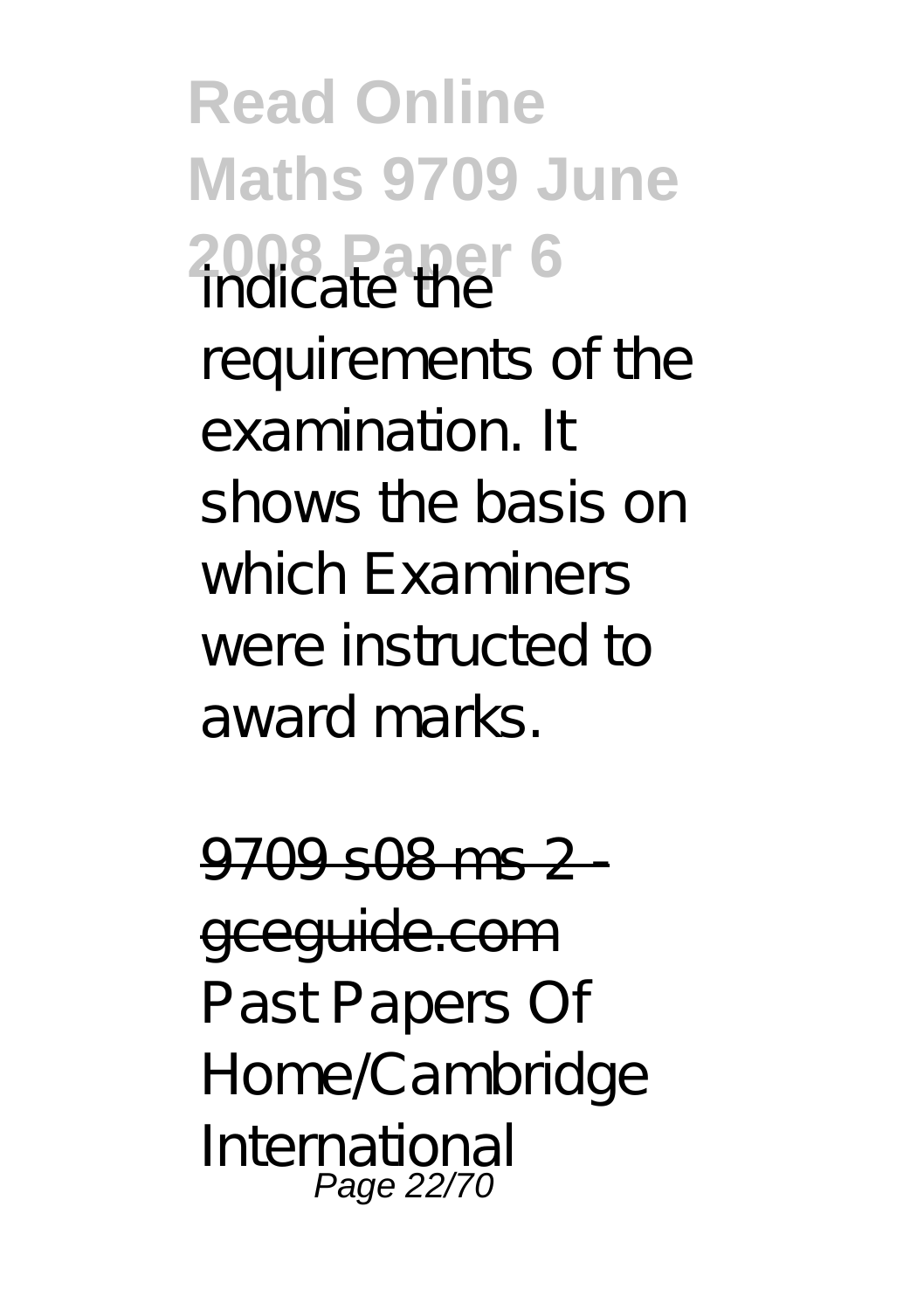indicate the requirements of the examination. It shows the basis on which Examiners were instructed to award marks.

9709 s08 ms 2 - gceguide.com

Past Papers Of Home/Cambridge International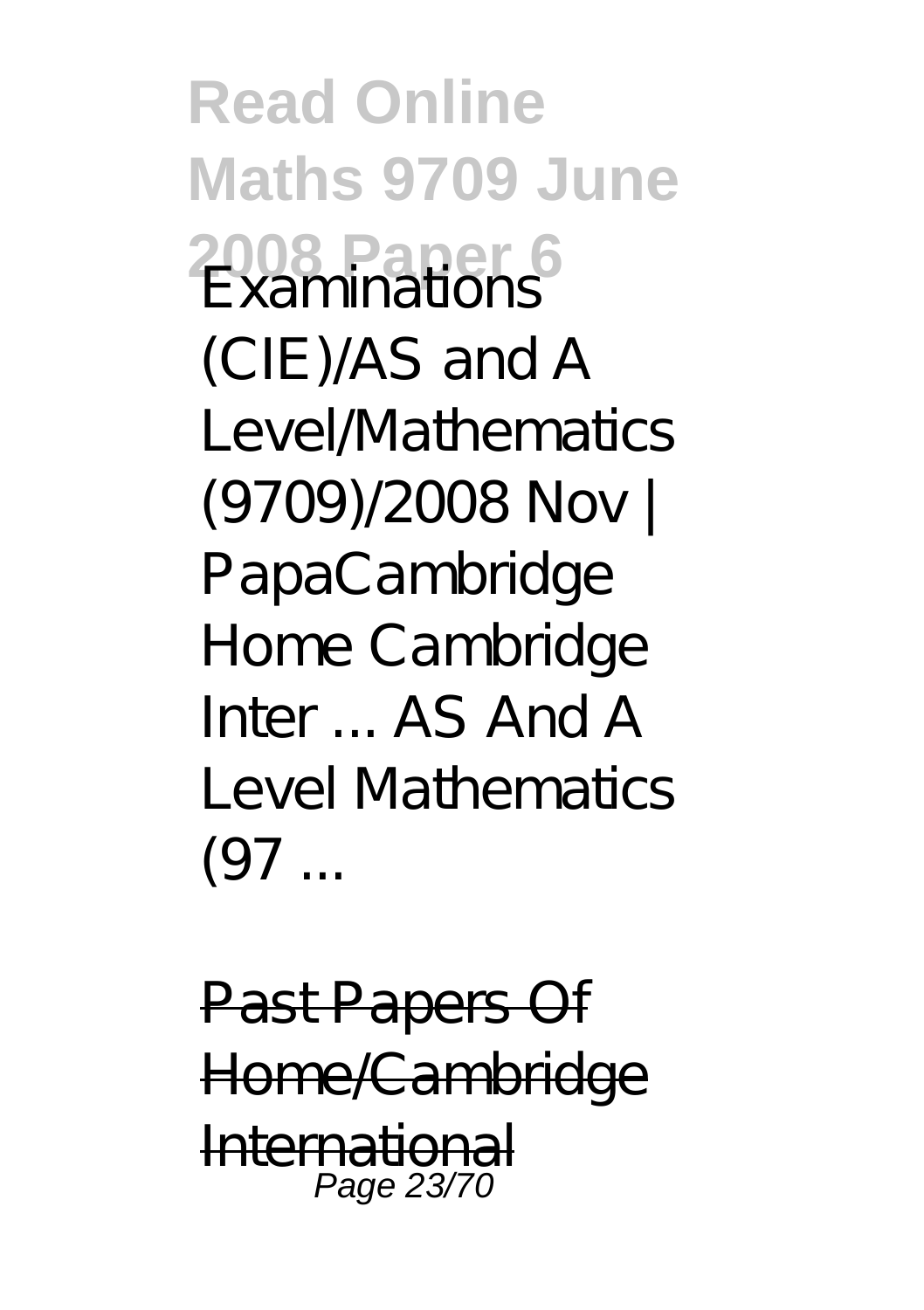Examinations (CIE)/AS and A Level/Mathematics (9709)/2008 Nov | PapaCambridge Home Cambridge Inter ... AS And A Level Mathematics (97 ...

Past Papers Of Home/Cambridge International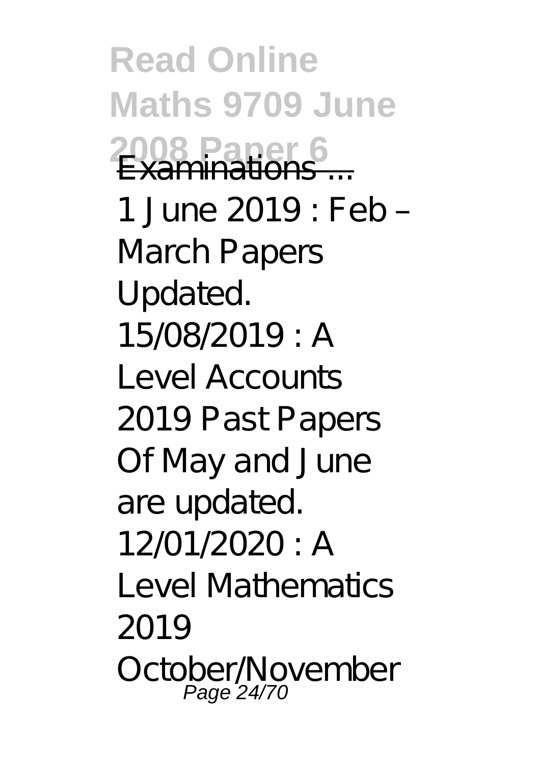Examinations ...

1 June 2019 : Feb – March Papers Updated. 15/08/2019 : A Level Accounts 2019 Past Papers Of May and June are updated. 12/01/2020 : A Level Mathematics 2019 October/November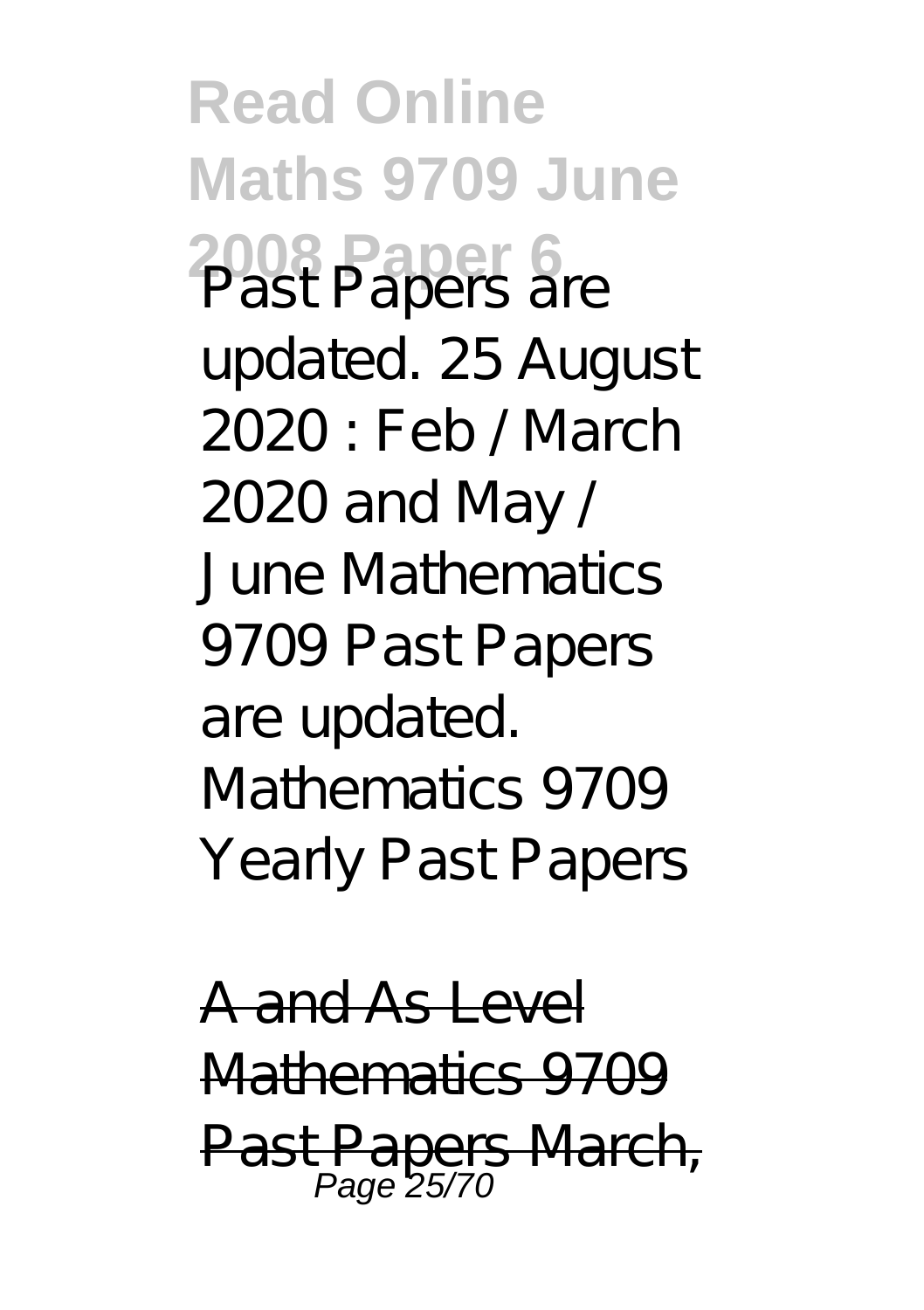Past Papers are updated. 25 August 2020 : Feb / March 2020 and May / June Mathematics 9709 Past Papers are updated. Mathematics 9709 Yearly Past Papers

~~A and As Level Mathematics 9709 Past Papers March,~~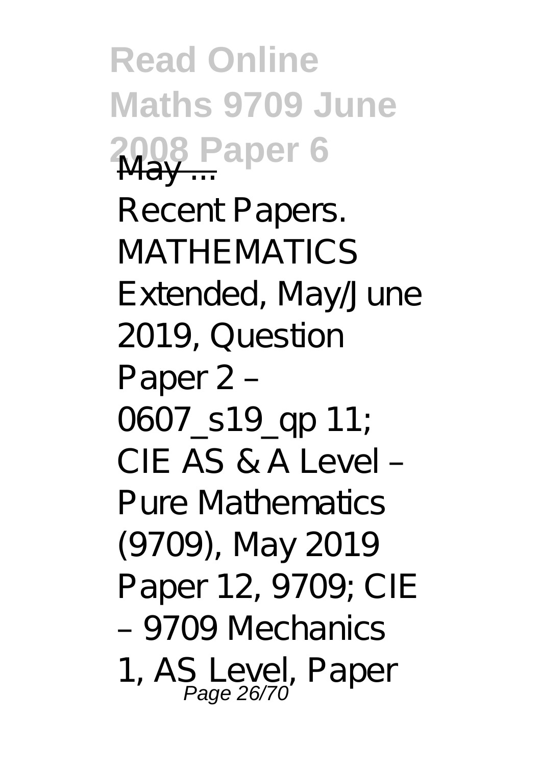May ...

Recent Papers. MATHEMATICS Extended, May/June 2019, Question Paper 2 – 0607_s19_qp 11; CIE AS & A Level – Pure Mathematics (9709), May 2019 Paper 12, 9709; CIE – 9709 Mechanics 1, AS Level, Paper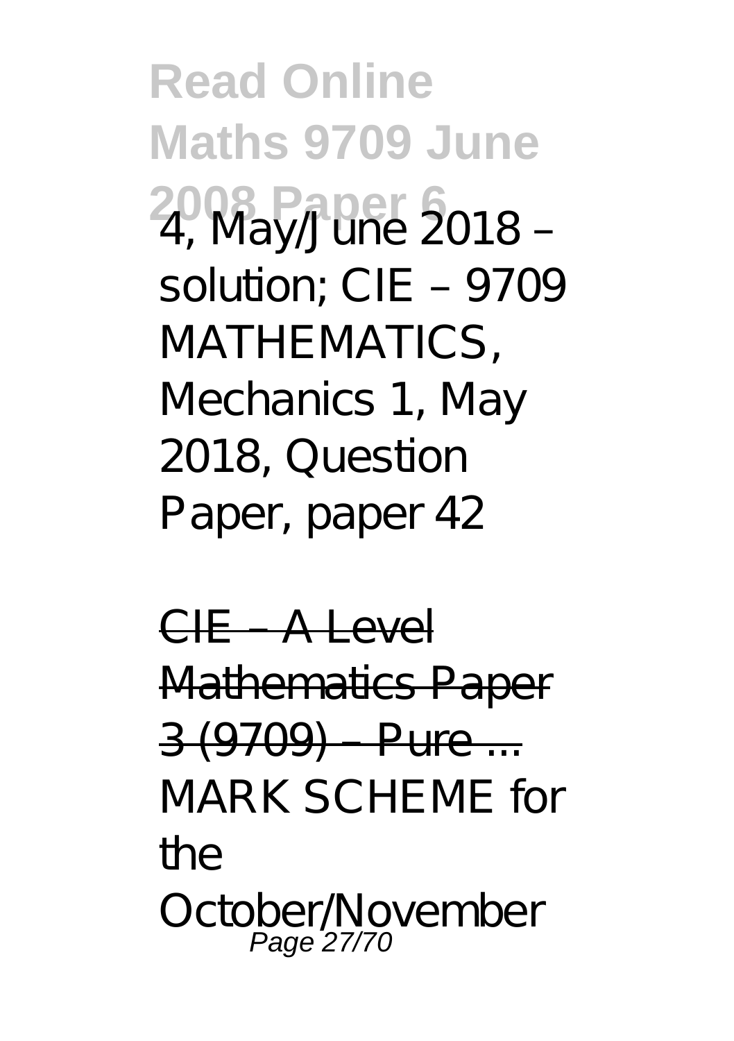4, May/June 2018 – solution; CIE – 9709 MATHEMATICS, Mechanics 1, May 2018, Question Paper, paper 42

CIE – A Level Mathematics Paper 3 (9709) – Pure ...

MARK SCHEME for the October/November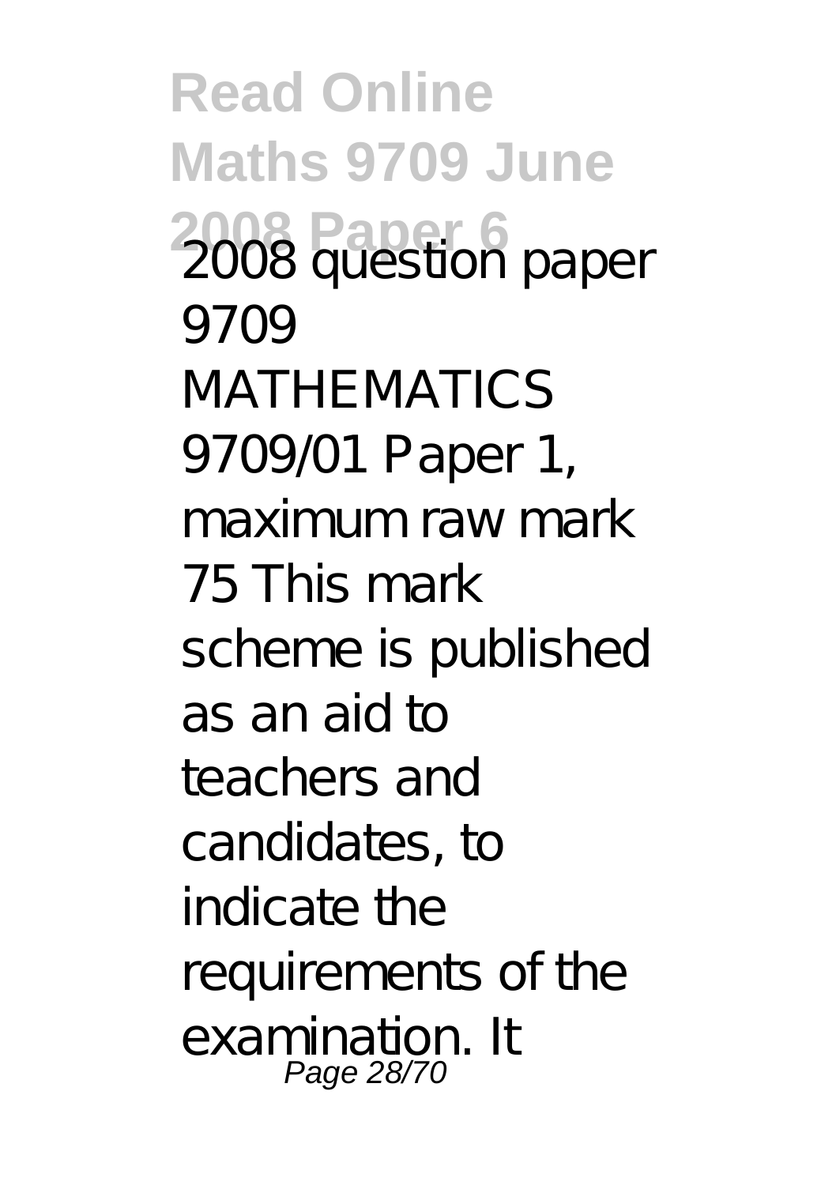2008 question paper 9709 MATHEMATICS 9709/01 Paper 1, maximum raw mark 75 This mark scheme is published as an aid to teachers and candidates, to indicate the requirements of the examination. It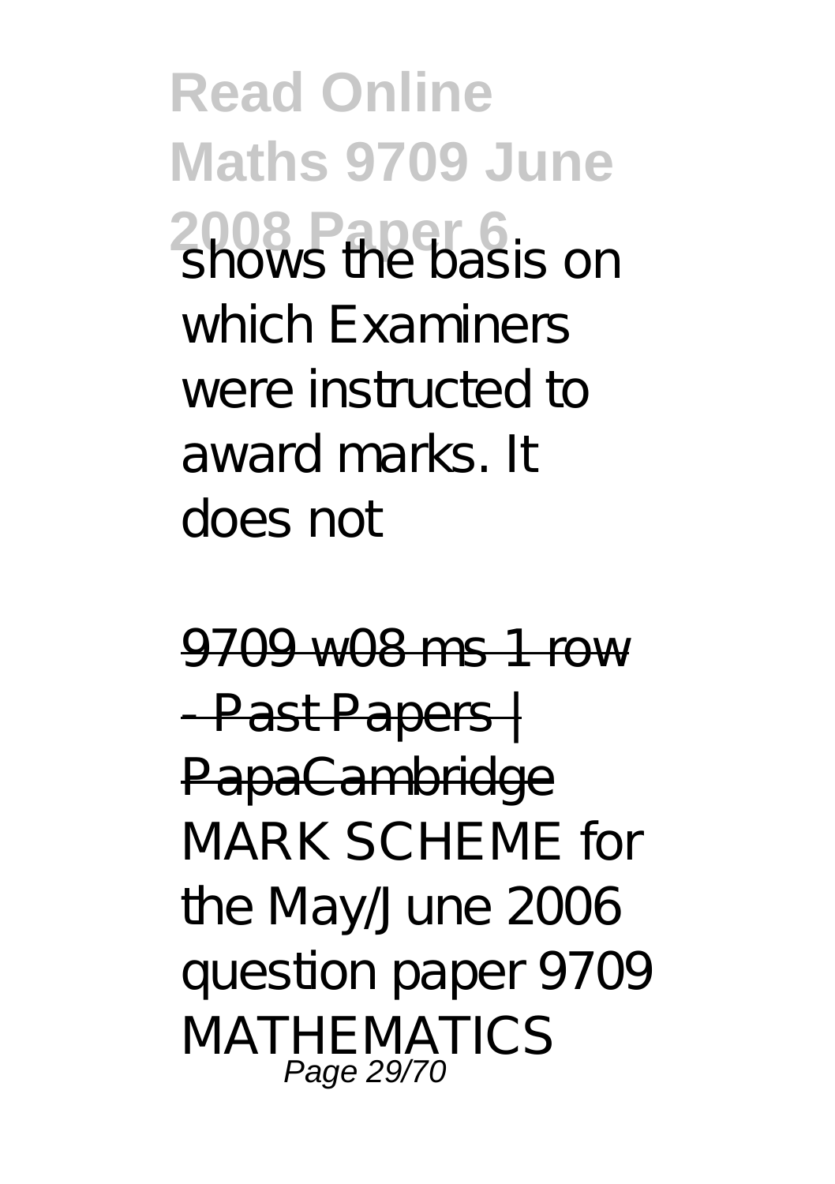shows the basis on which Examiners were instructed to award marks. It does not

9709 w08 ms 1 row - Past Papers | PapaCambridge

MARK SCHEME for the May/June 2006 question paper 9709 MATHEMATICS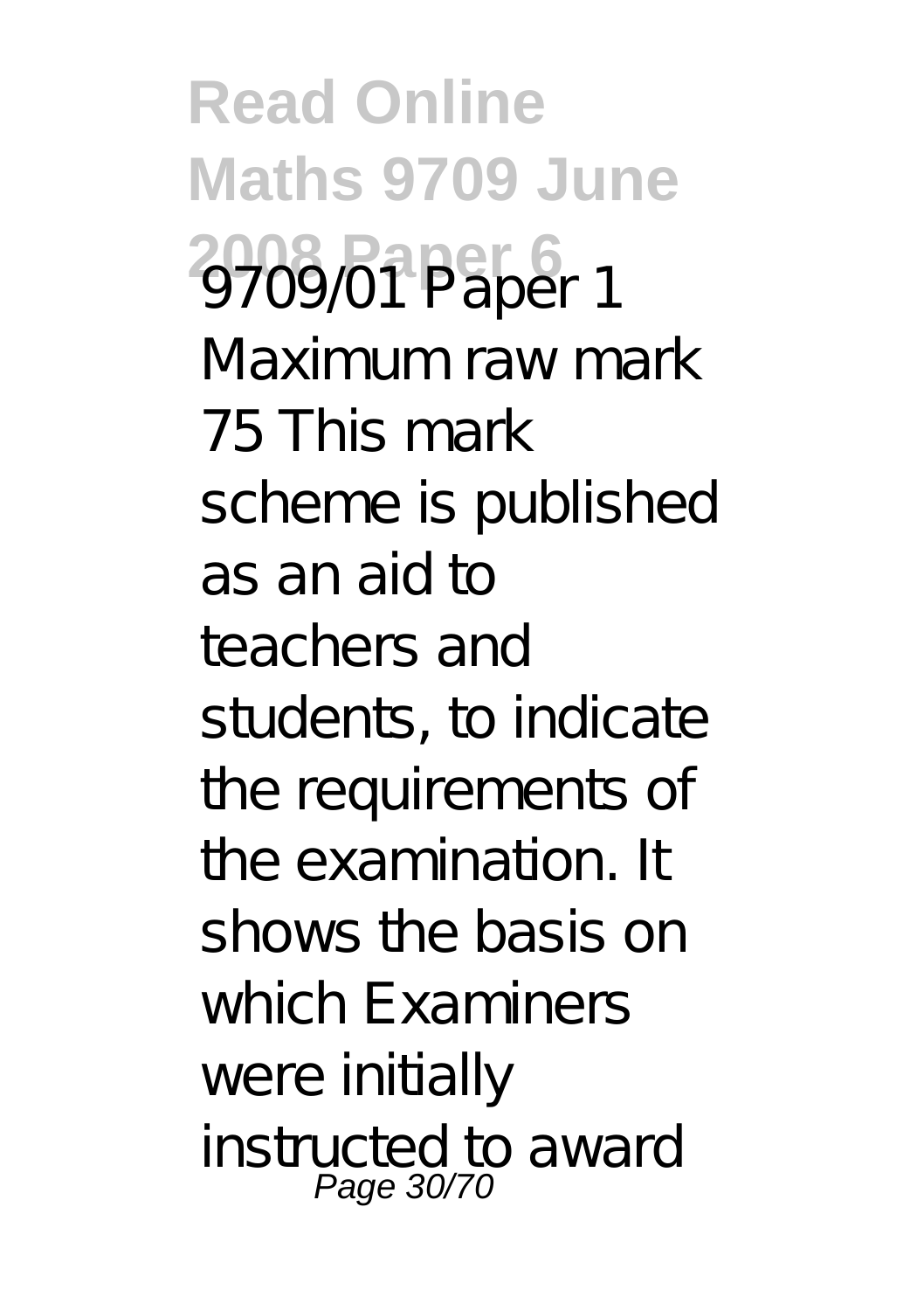9709/01 Paper 1 Maximum raw mark 75 This mark scheme is published as an aid to teachers and students, to indicate the requirements of the examination. It shows the basis on which Examiners were initially instructed to award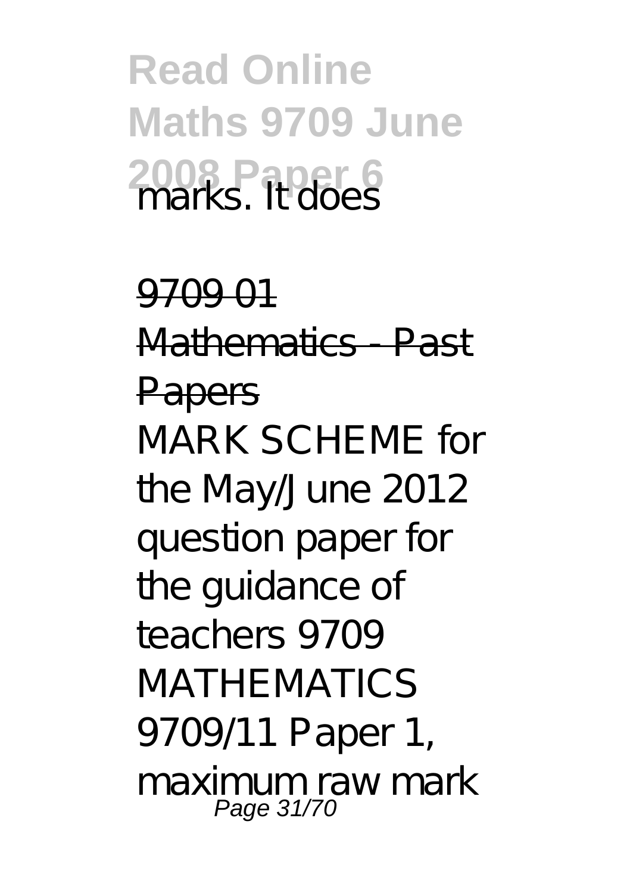marks. It does

9709 01 Mathematics - Past Papers

MARK SCHEME for the May/June 2012 question paper for the guidance of teachers 9709 MATHEMATICS 9709/11 Paper 1, maximum raw mark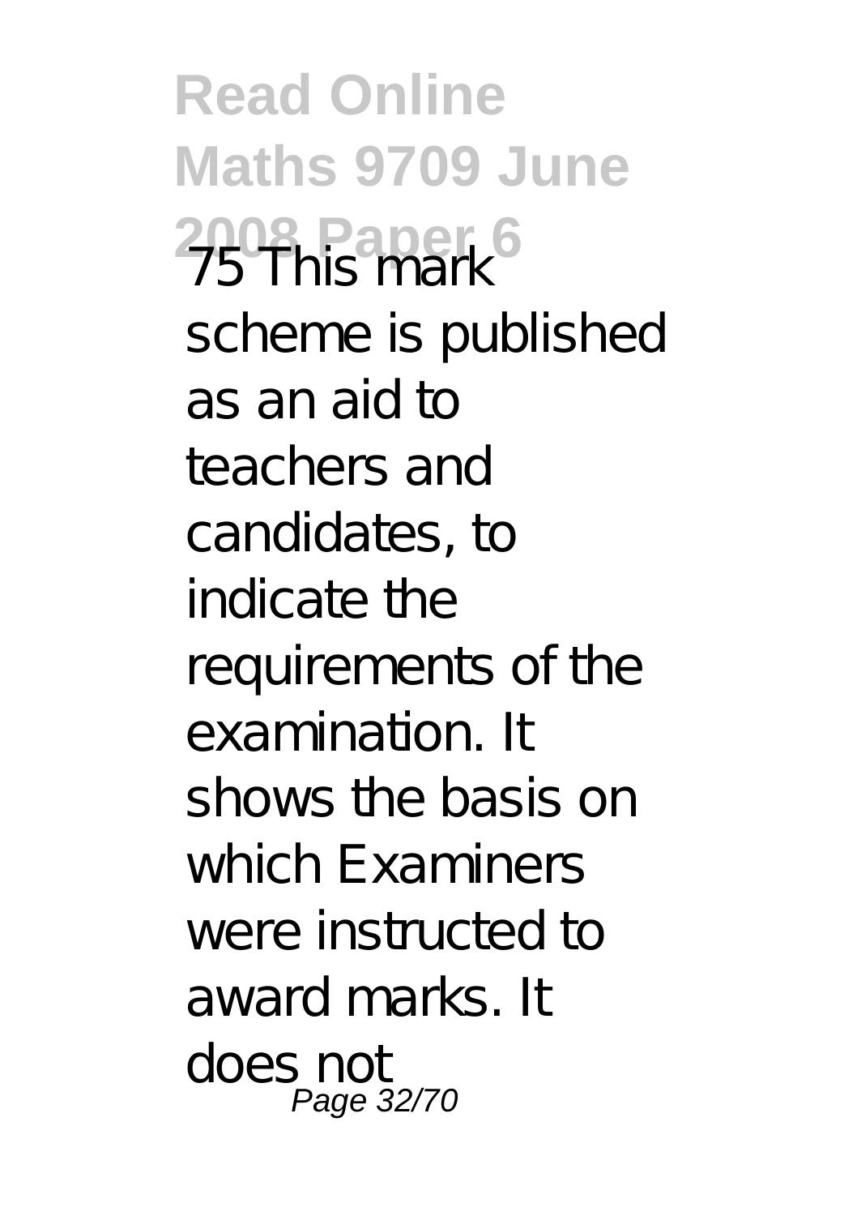75 This mark scheme is published as an aid to teachers and candidates, to indicate the requirements of the examination. It shows the basis on which Examiners were instructed to award marks. It does not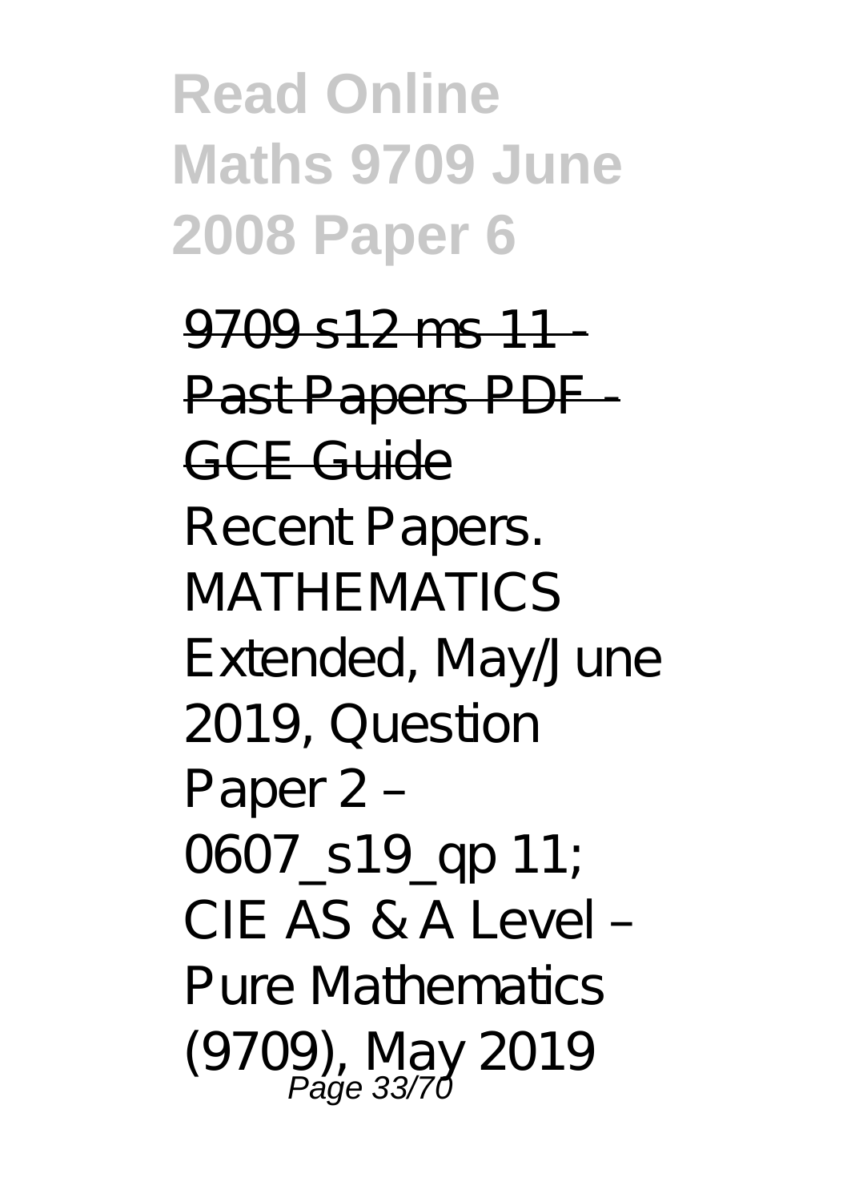# Read Online Maths 9709 June 2008 Paper 6

9709 s12 ms 11 - Past Papers PDF - GCE Guide

Recent Papers. MATHEMATICS Extended, May/June 2019, Question Paper 2 – 0607_s19_qp 11; CIE AS & A Level – Pure Mathematics (9709), May 2019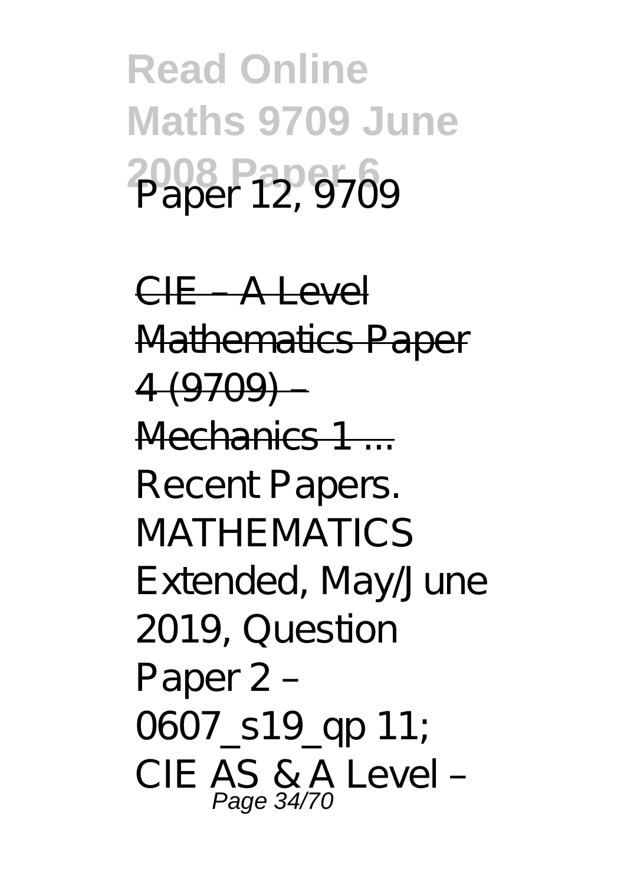Paper 12, 9709

CIE – A Level Mathematics Paper 4 (9709) – Mechanics 1 ...

Recent Papers. MATHEMATICS Extended, May/June 2019, Question Paper 2 – 0607_s19_qp 11; CIE AS & A Level –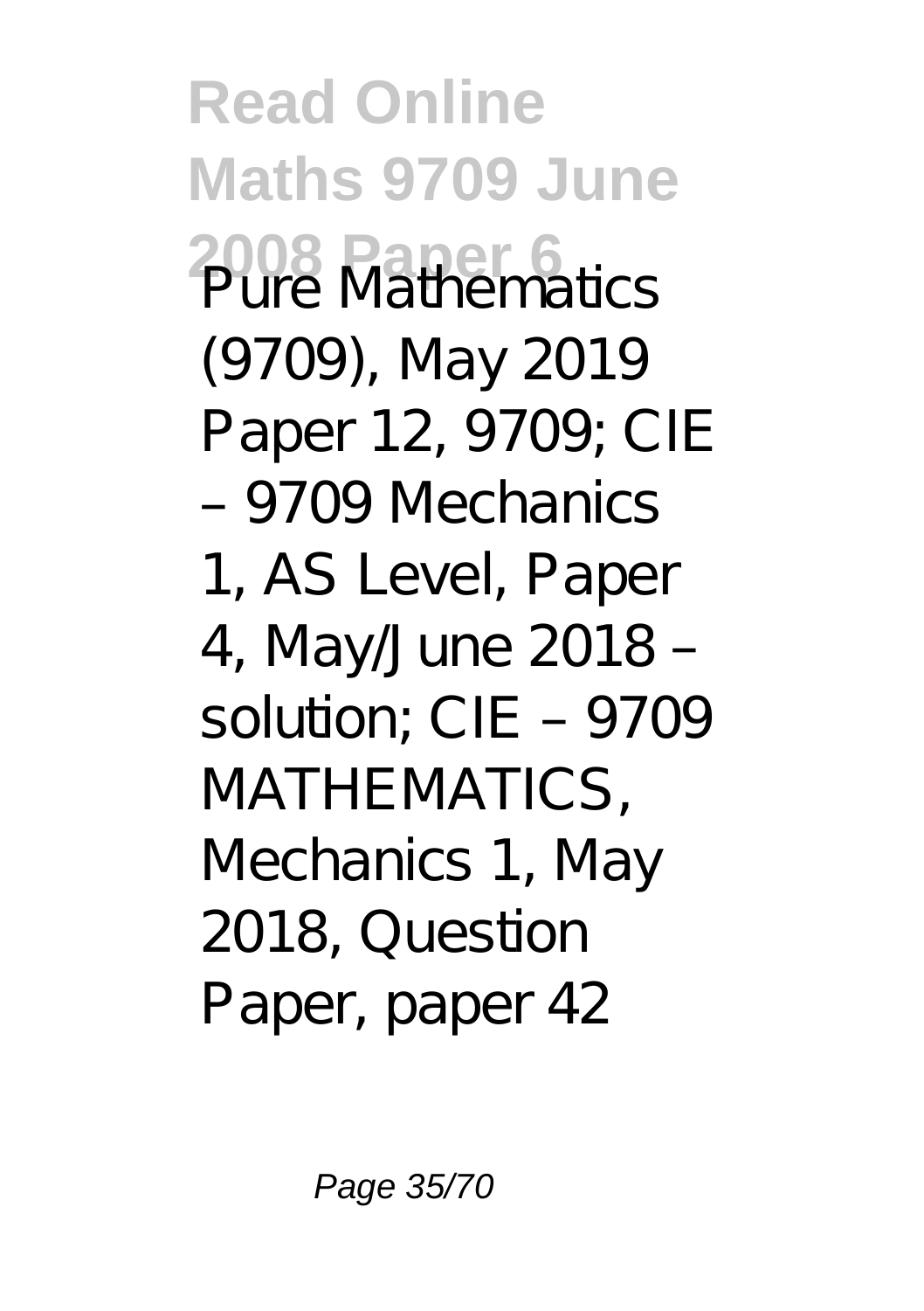Pure Mathematics (9709), May 2019 Paper 12, 9709; CIE – 9709 Mechanics 1, AS Level, Paper 4, May/June 2018 – solution; CIE – 9709 MATHEMATICS, Mechanics 1, May 2018, Question Paper, paper 42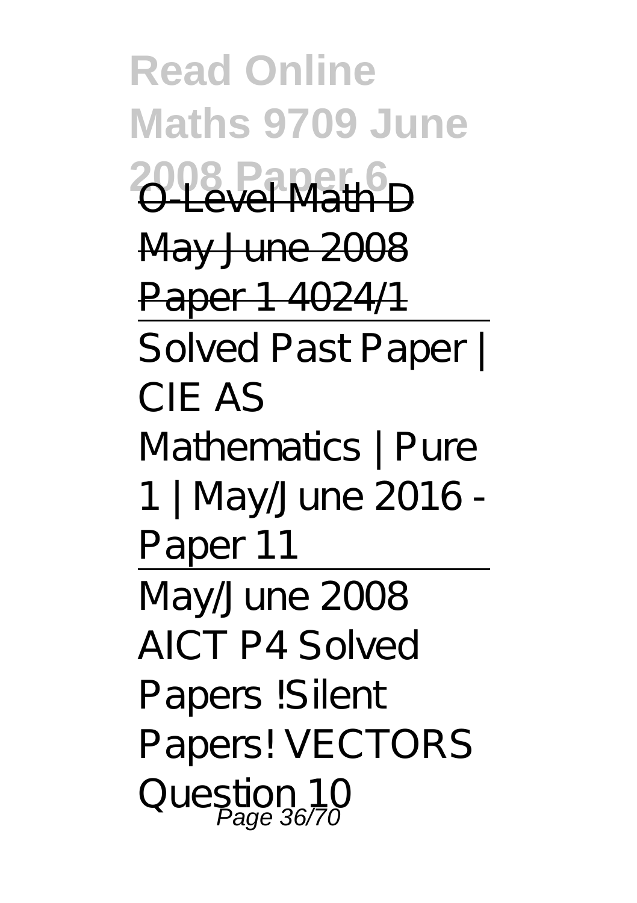O-Level Math D May June 2008 Paper 1 4024/1

Solved Past Paper | CIE AS Mathematics | Pure 1 | May/June 2016 - Paper 11

May/June 2008 AICT P4 Solved Papers !Silent Papers! VECTORS Question 10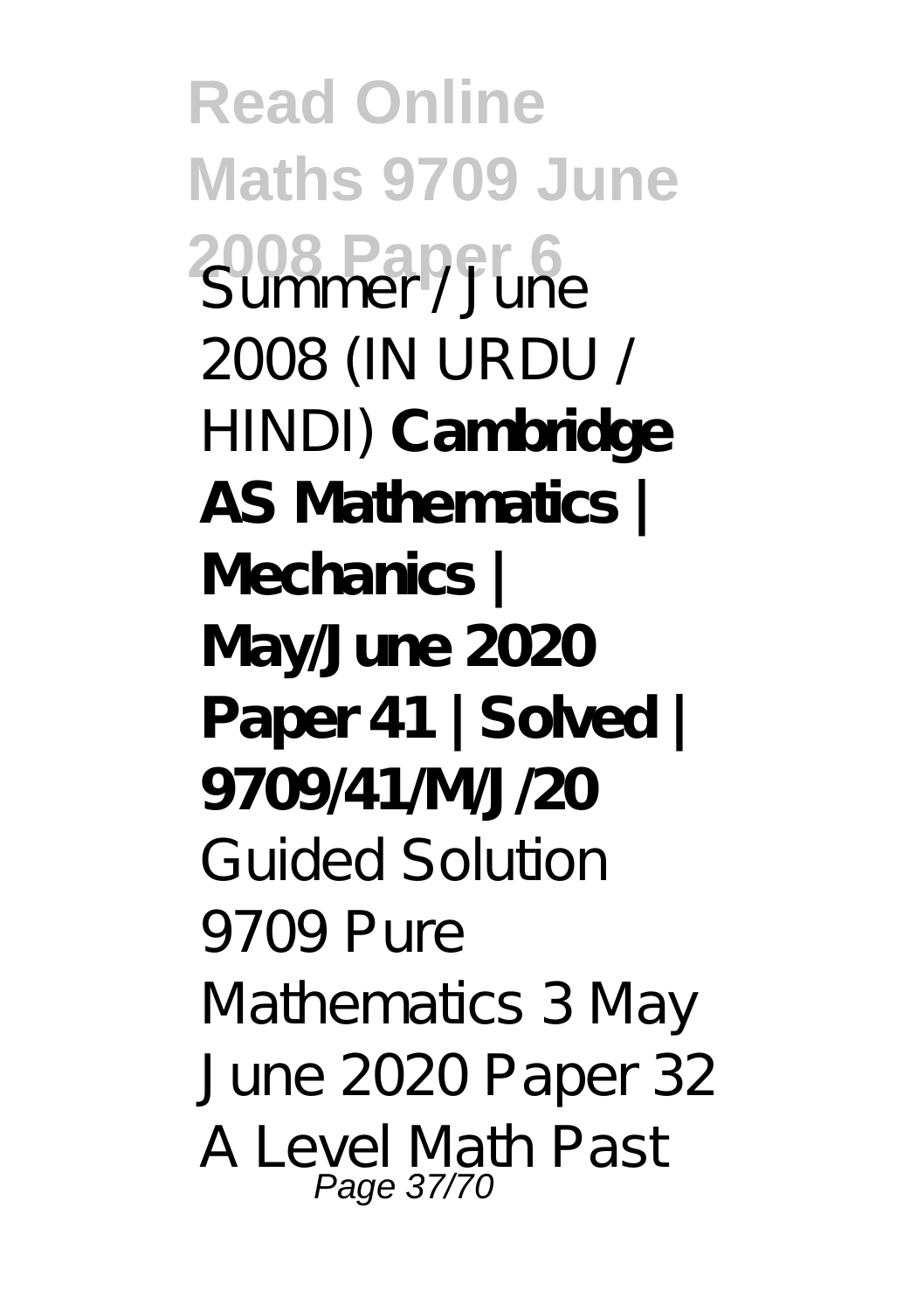Summer / June 2008 (IN URDU / HINDI) **Cambridge AS Mathematics | Mechanics | May/June 2020 Paper 41 | Solved | 9709/41/M/J/20** *Guided Solution 9709 Pure Mathematics 3 May June 2020 Paper 32 A Level Math Past*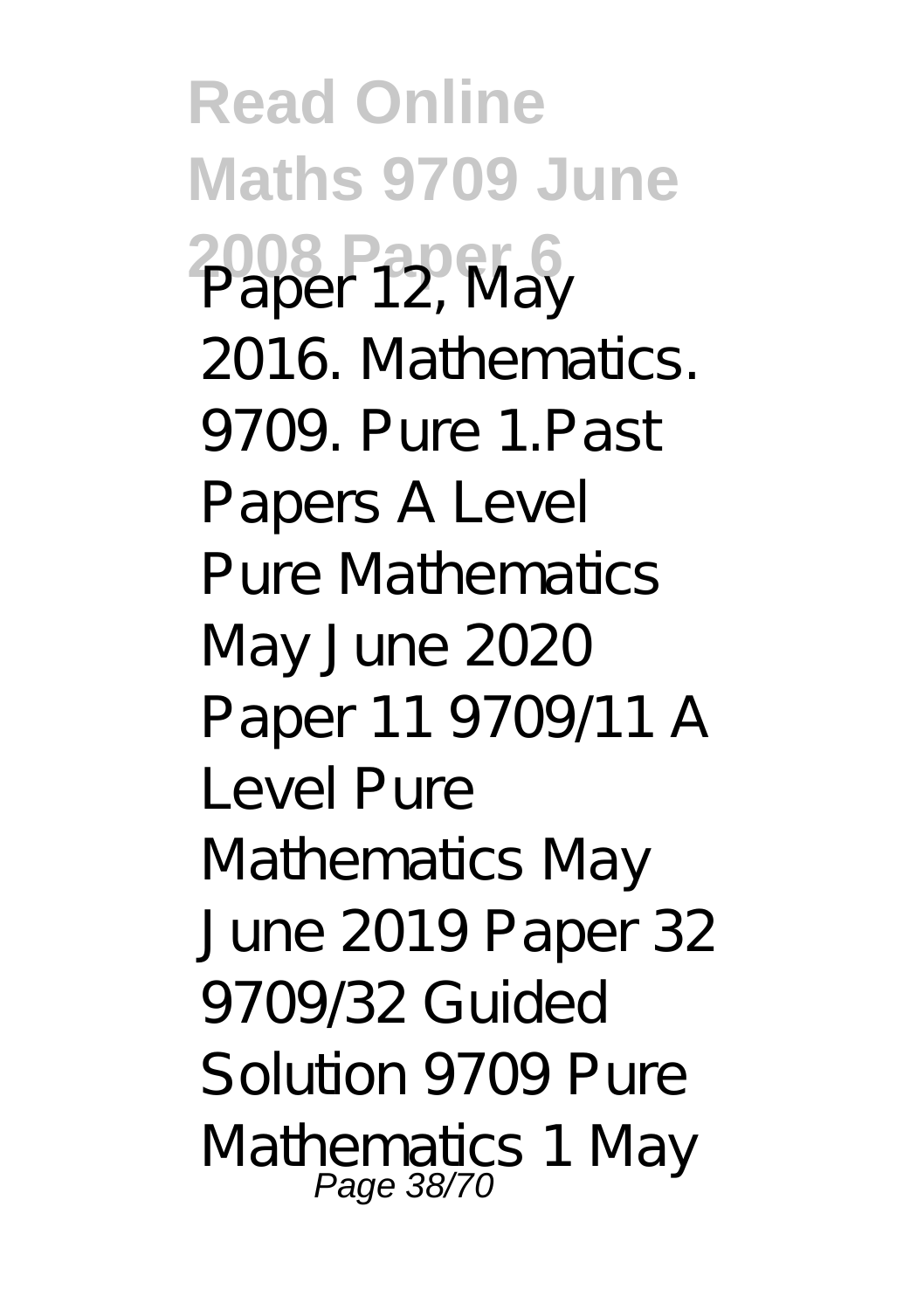Paper 12, May 2016. Mathematics. 9709. Pure 1.Past Papers A Level Pure Mathematics May June 2020 Paper 11 9709/11 A Level Pure Mathematics May June 2019 Paper 32 9709/32 Guided Solution 9709 Pure Mathematics 1 May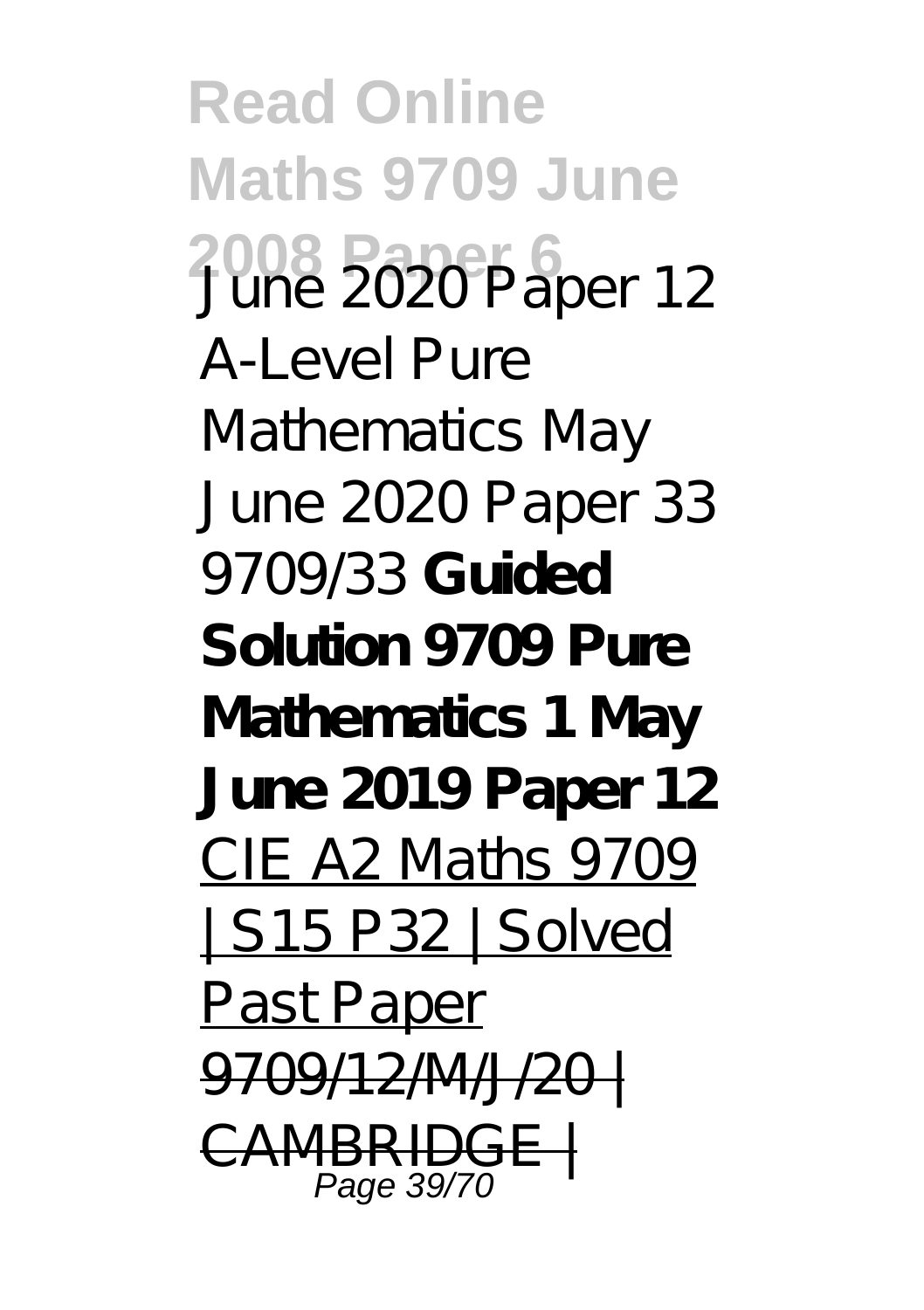*June 2020 Paper 12* *A-Level Pure Mathematics May June 2020 Paper 33 9709/33* **Guided Solution 9709 Pure Mathematics 1 May June 2019 Paper 12** CIE A2 Maths 9709 | S15 P32 | Solved Past Paper ~~9709/12/M/J/20 | CAMBRIDGE |~~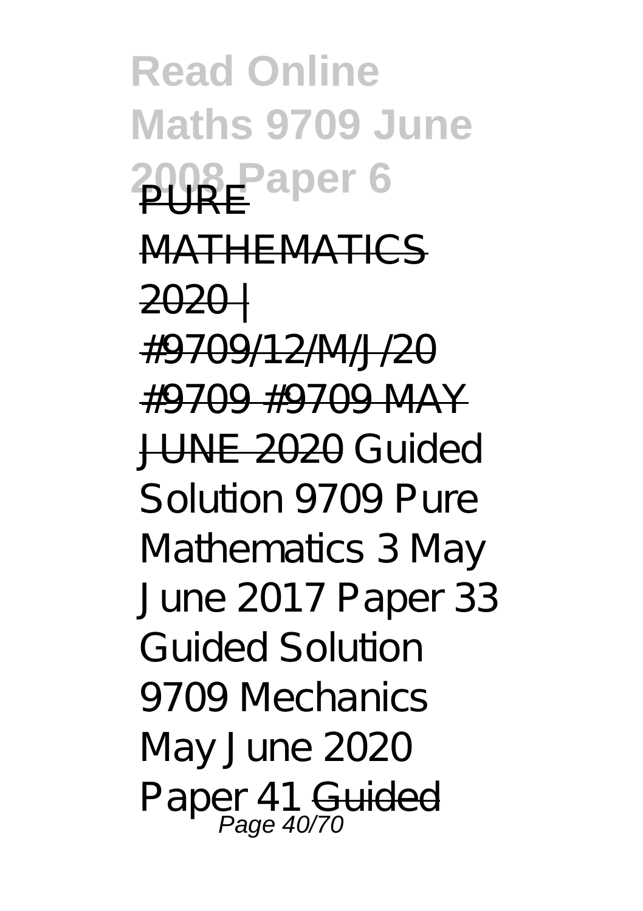PURE MATHEMATICS 2020 | #9709/12/M/J/20 #9709 #9709 MAY JUNE 2020 Guided Solution 9709 Pure Mathematics 3 May June 2017 Paper 33 Guided Solution 9709 Mechanics May June 2020 Paper 41 Guided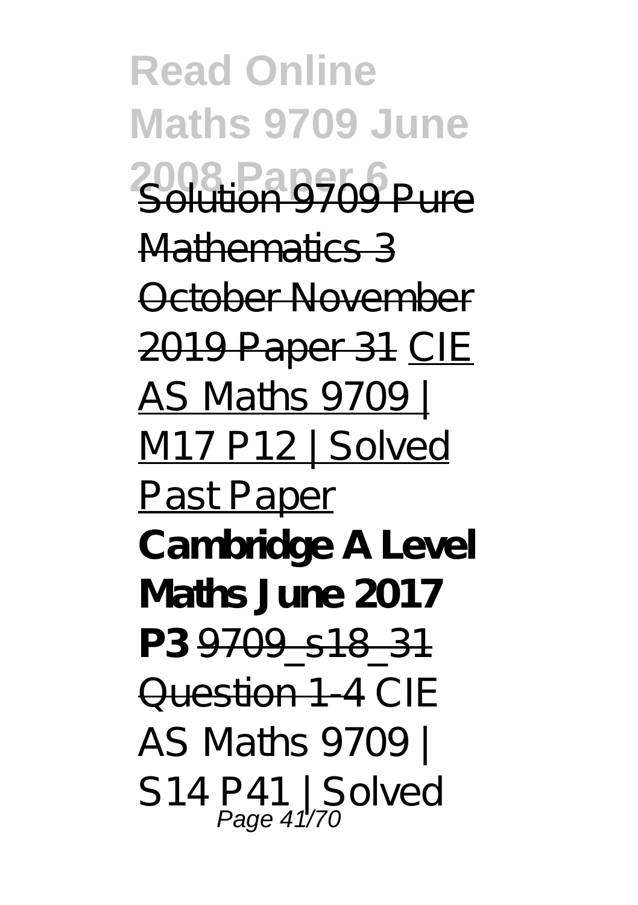Solution 9709 Pure Mathematics 3 October November 2019 Paper 31 CIE AS Maths 9709 | M17 P12 | Solved Past Paper **Cambridge A Level Maths June 2017 P3** 9709_s18_31 Question 1-4 *CIE AS Maths 9709 | S14 P41 | Solved*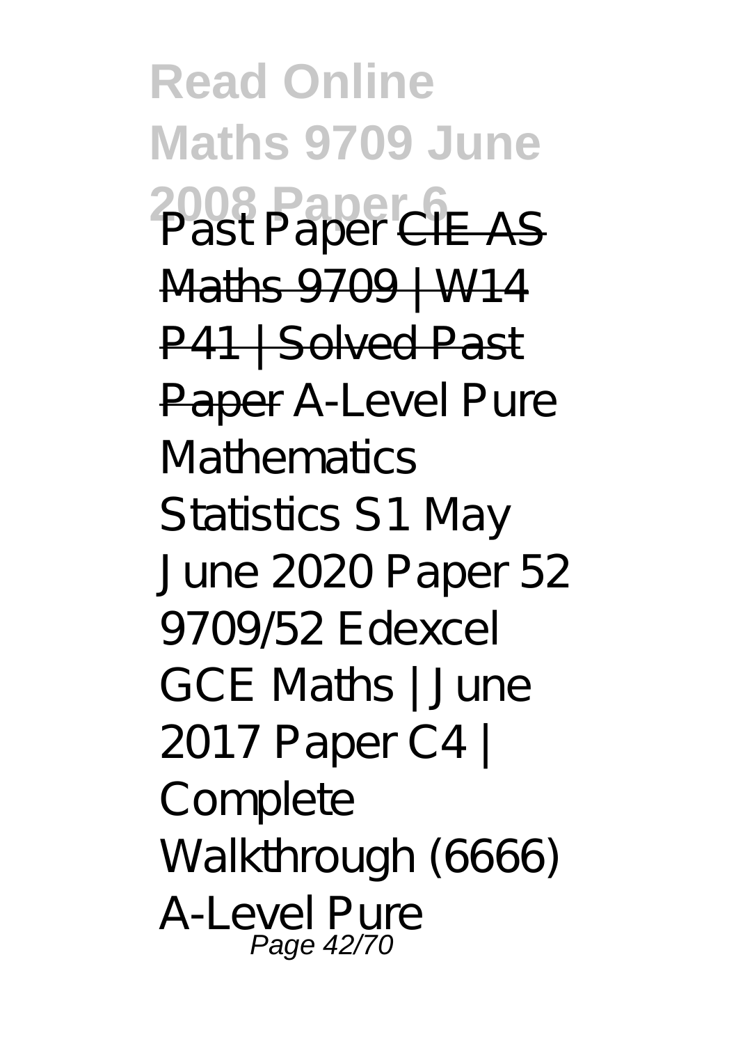Past Paper ~~CIE AS Maths 9709 | W14 P41 | Solved Past Paper~~ *A-Level Pure Mathematics Statistics S1 May June 2020 Paper 52 9709/52 Edexcel GCE Maths | June 2017 Paper C4 | Complete Walkthrough (6666) A-Level Pure*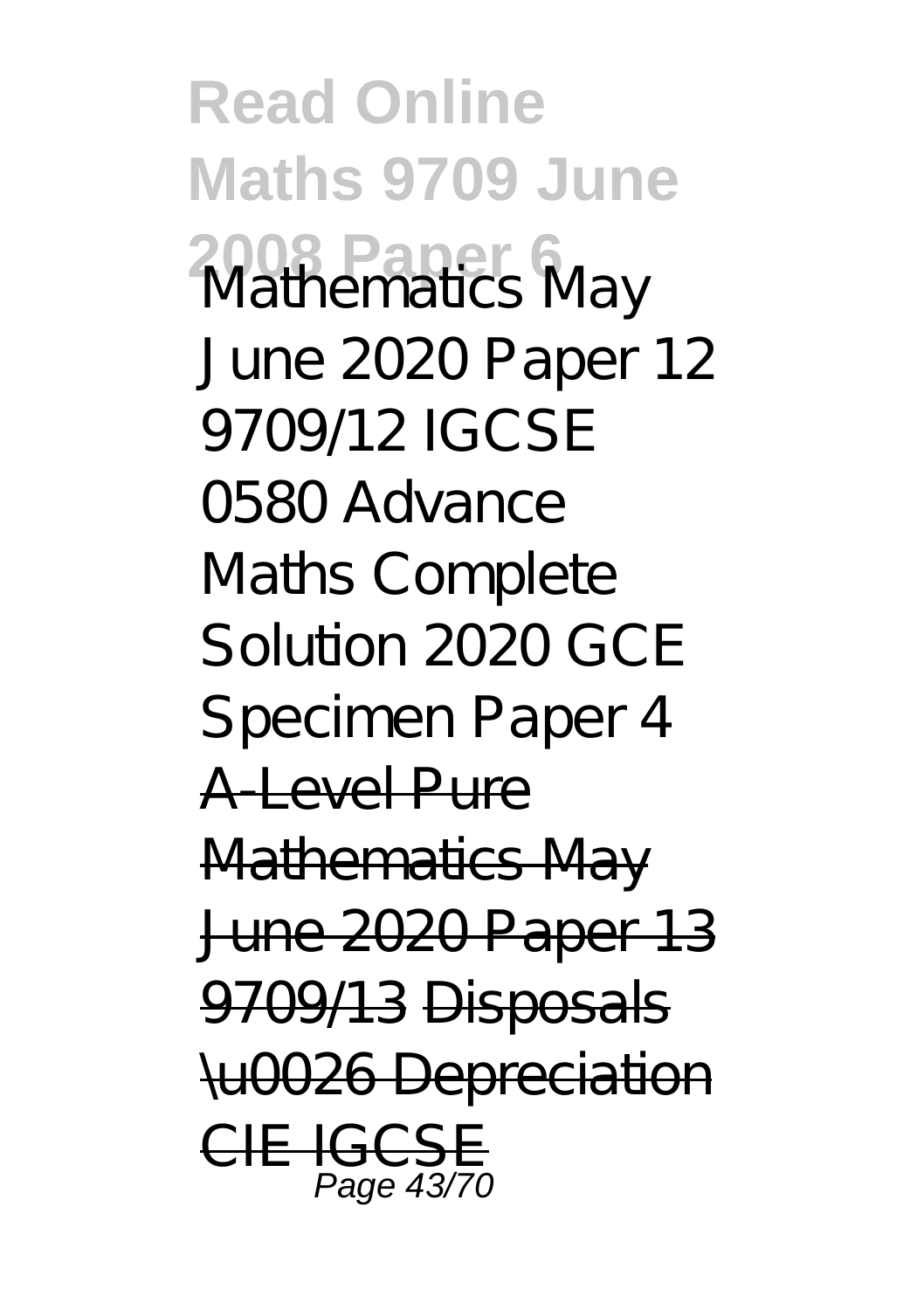*Mathematics May June 2020 Paper 12 9709/12 IGCSE 0580 Advance Maths Complete Solution 2020 GCE Specimen Paper 4* ~~A-Level Pure Mathematics May June 2020 Paper 13 9709/13~~ ~~Disposals \u0026 Depreciation CIE IGCSE~~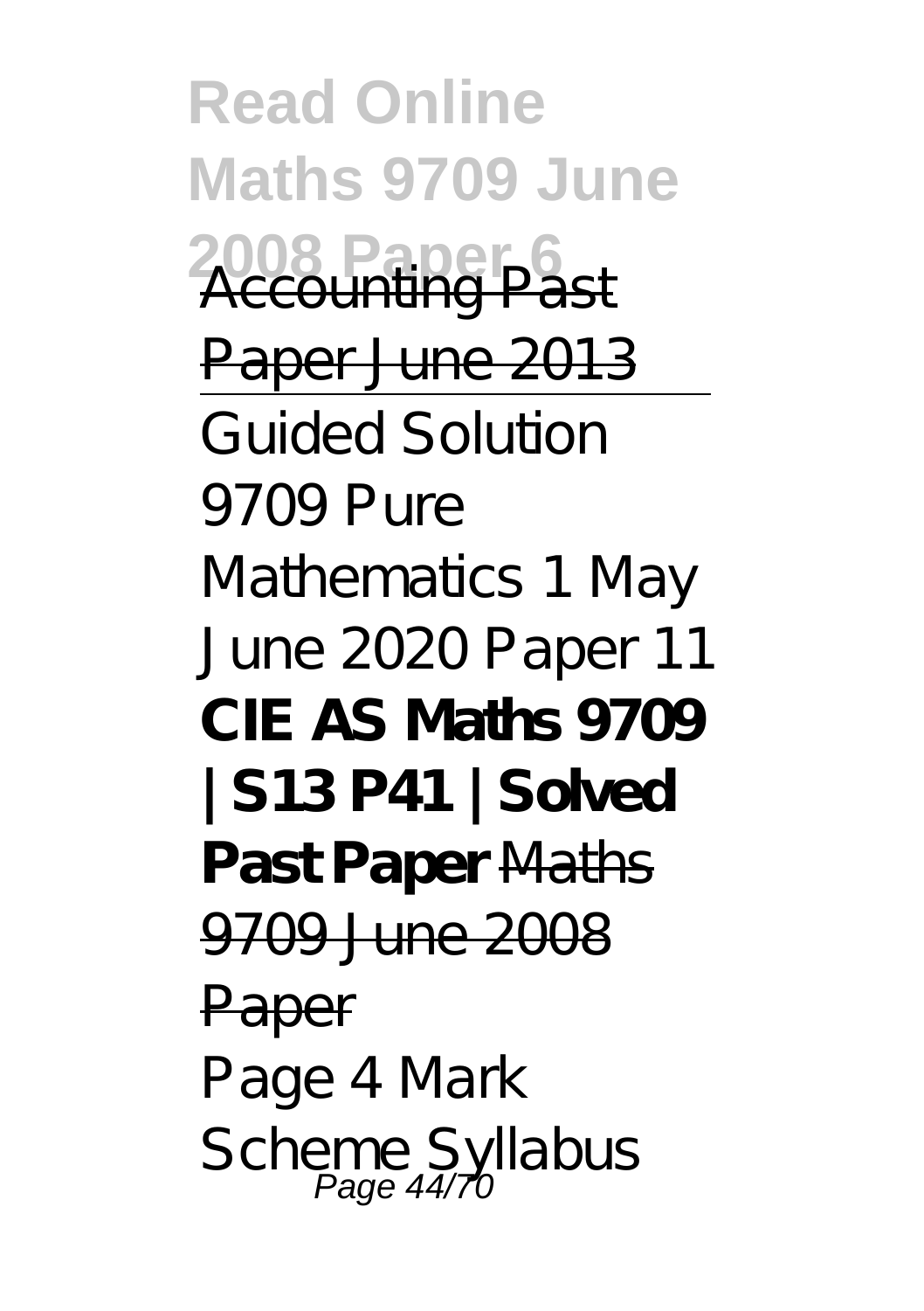Accounting Past Paper June 2013

Guided Solution 9709 Pure Mathematics 1 May June 2020 Paper 11 **CIE AS Maths 9709 | S13 P41 | Solved Past Paper** Maths 9709 June 2008 Paper

Page 4 Mark Scheme Syllabus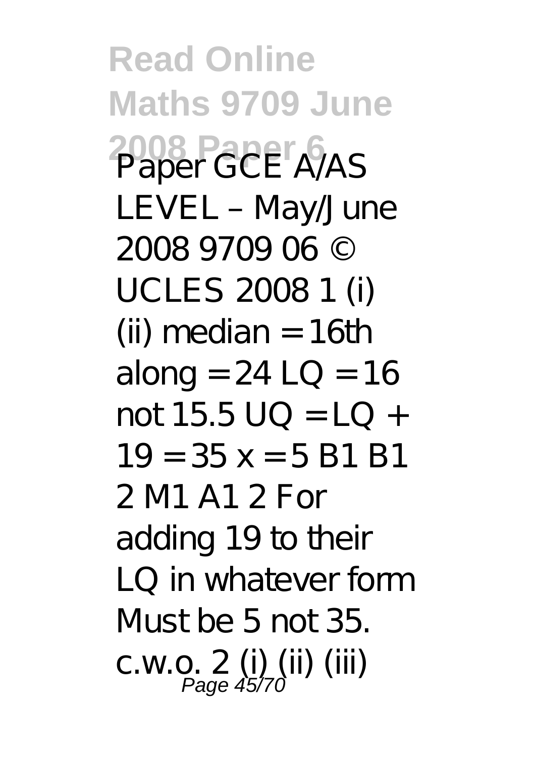Paper GCE A/AS LEVEL – May/June 2008 9709 06 © UCLES 2008 1 (i) (ii) median = 16th along = 24 LQ = 16 not 15.5 UQ = LQ + 19 = 35 x = 5 B1 B1 2 M1 A1 2 For adding 19 to their LQ in whatever form Must be 5 not 35. c.w.o. 2 (i) (ii) (iii)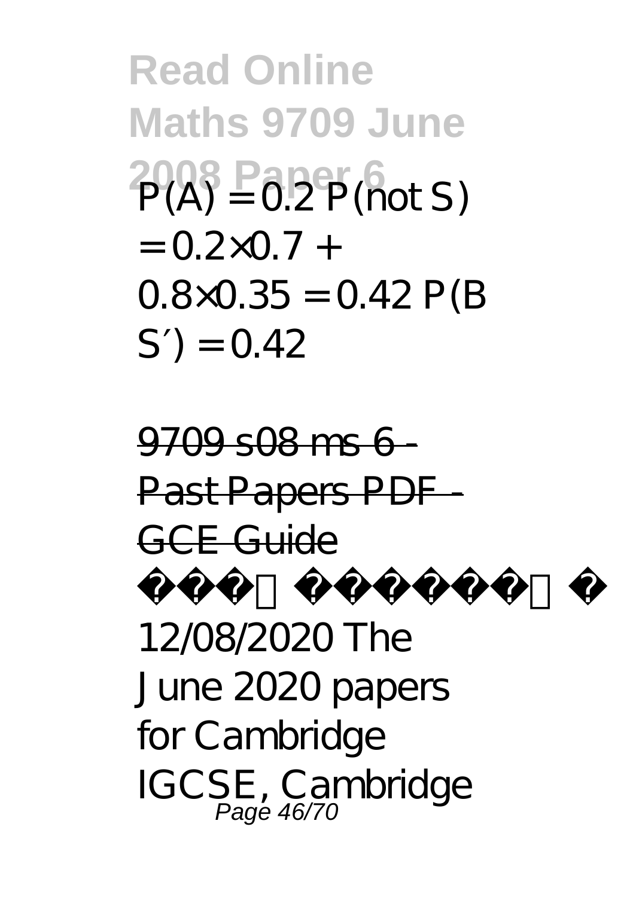P(A) = 0.2 P(not S) = 0.2×0.7 + 0.8×0.35 = 0.42 P(B S′) = 0.42

9709 s08 ms 6 - Past Papers PDF - GCE Guide

12/08/2020 The June 2020 papers for Cambridge IGCSE, Cambridge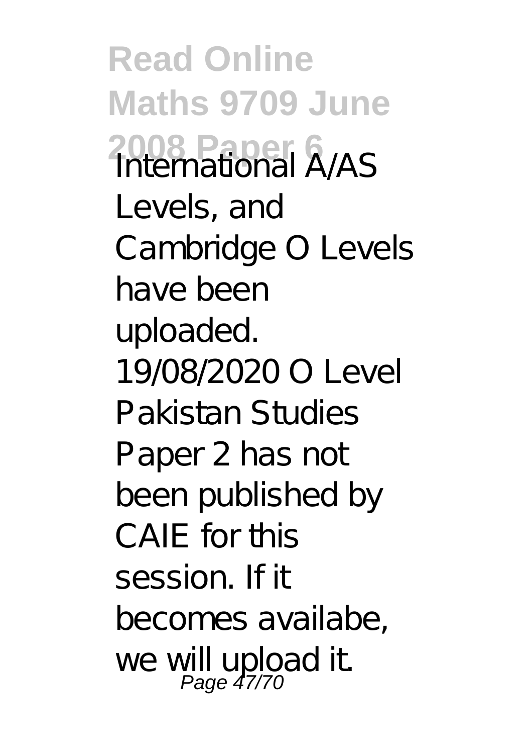International A/AS Levels, and Cambridge O Levels have been uploaded. 19/08/2020 O Level Pakistan Studies Paper 2 has not been published by CAIE for this session. If it becomes availabe, we will upload it.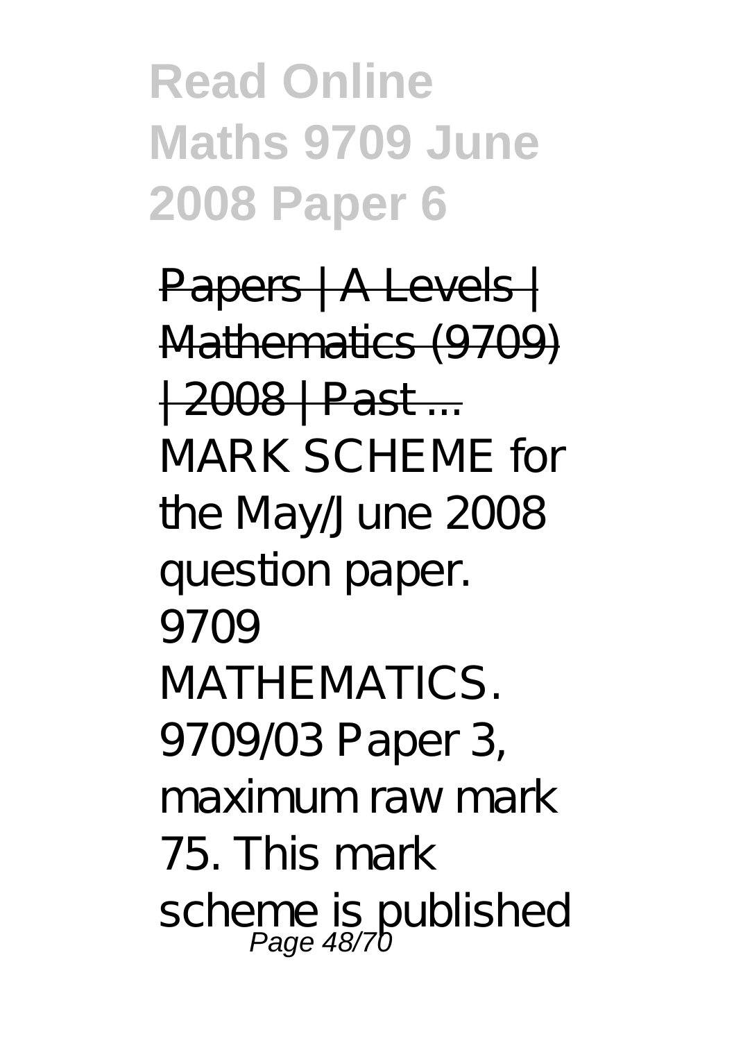# Read Online Maths 9709 June 2008 Paper 6

Papers | A Levels | Mathematics (9709) | 2008 | Past ...

MARK SCHEME for the May/June 2008 question paper. 9709 MATHEMATICS. 9709/03 Paper 3, maximum raw mark 75. This mark scheme is published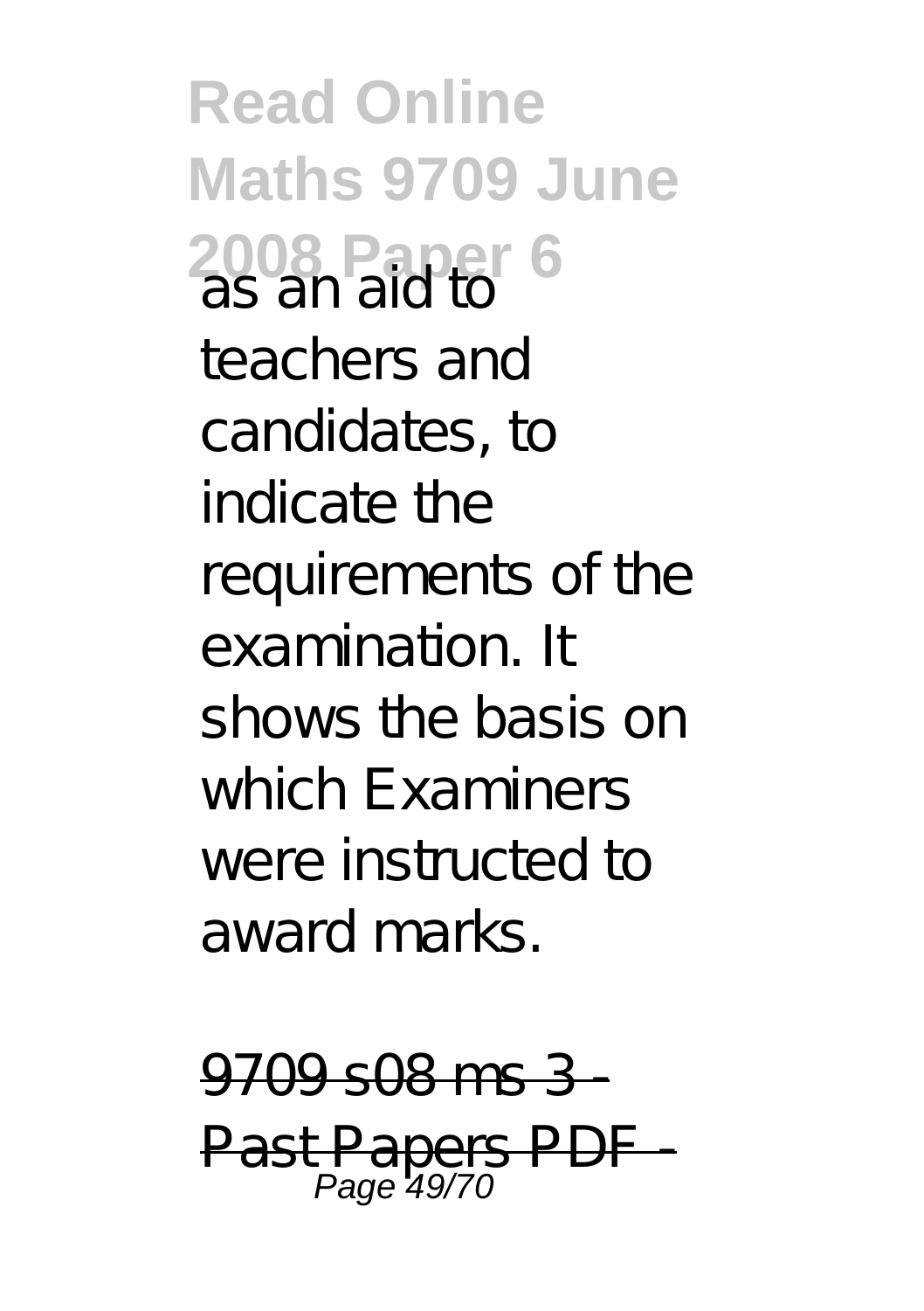as an aid to teachers and candidates, to indicate the requirements of the examination. It shows the basis on which Examiners were instructed to award marks.

9709 s08 ms 3 - Past Papers PDF -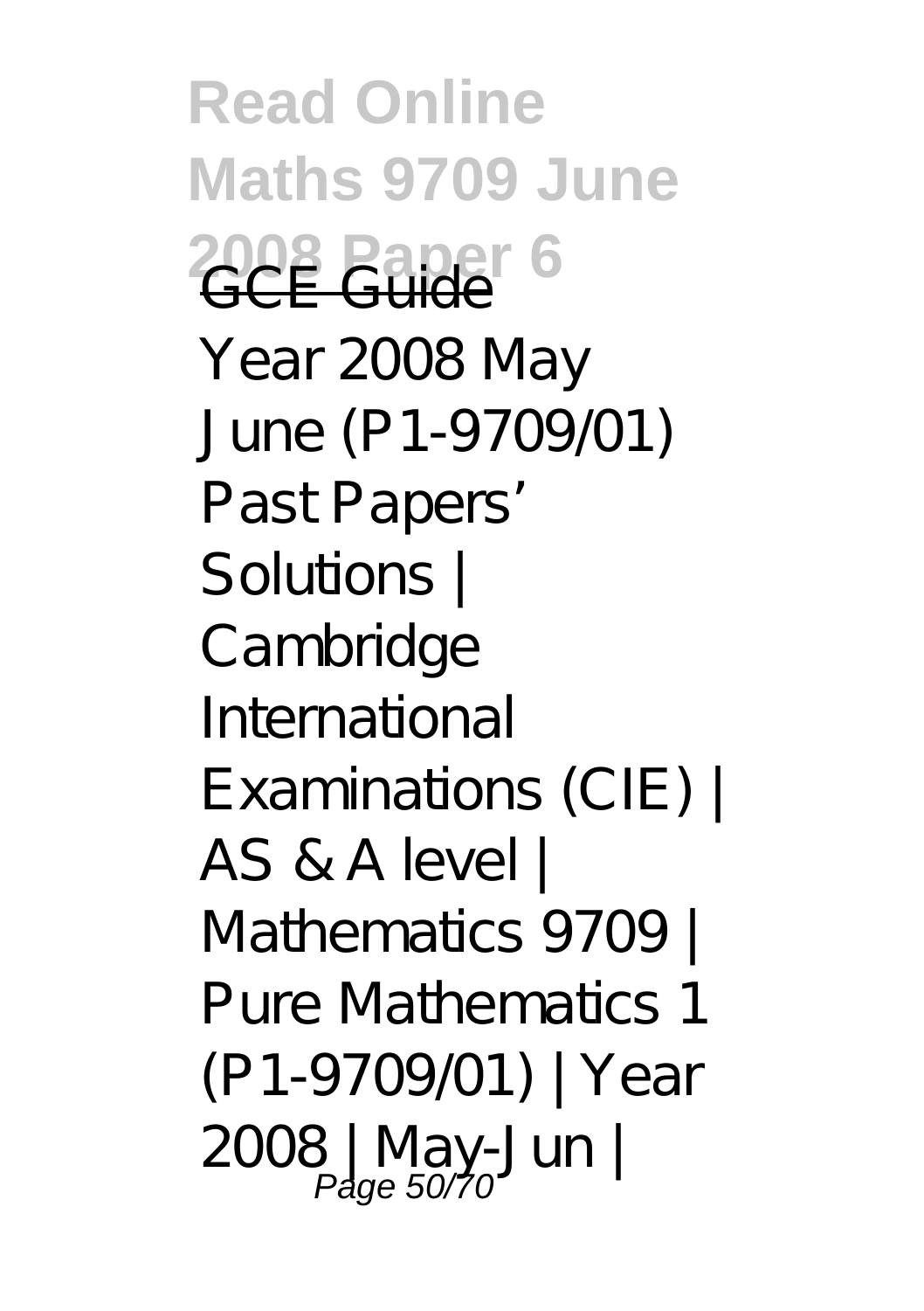GCE Guide

Year 2008 May June (P1-9709/01) Past Papers' Solutions | Cambridge International Examinations (CIE) | AS & A level | Mathematics 9709 | Pure Mathematics 1 (P1-9709/01) | Year 2008 | May-Jun |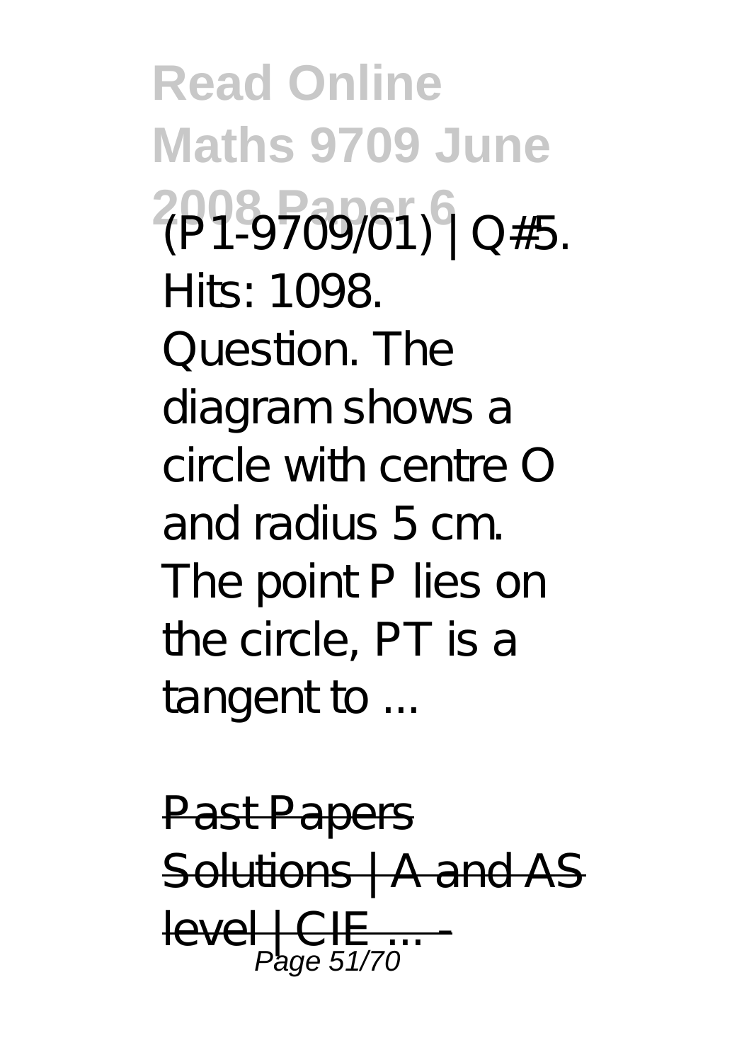(P1-9709/01) | Q#5. Hits: 1098. Question. The diagram shows a circle with centre O and radius 5 cm. The point P lies on the circle, PT is a tangent to ...

Past Papers Solutions | A and AS level | CIE ... -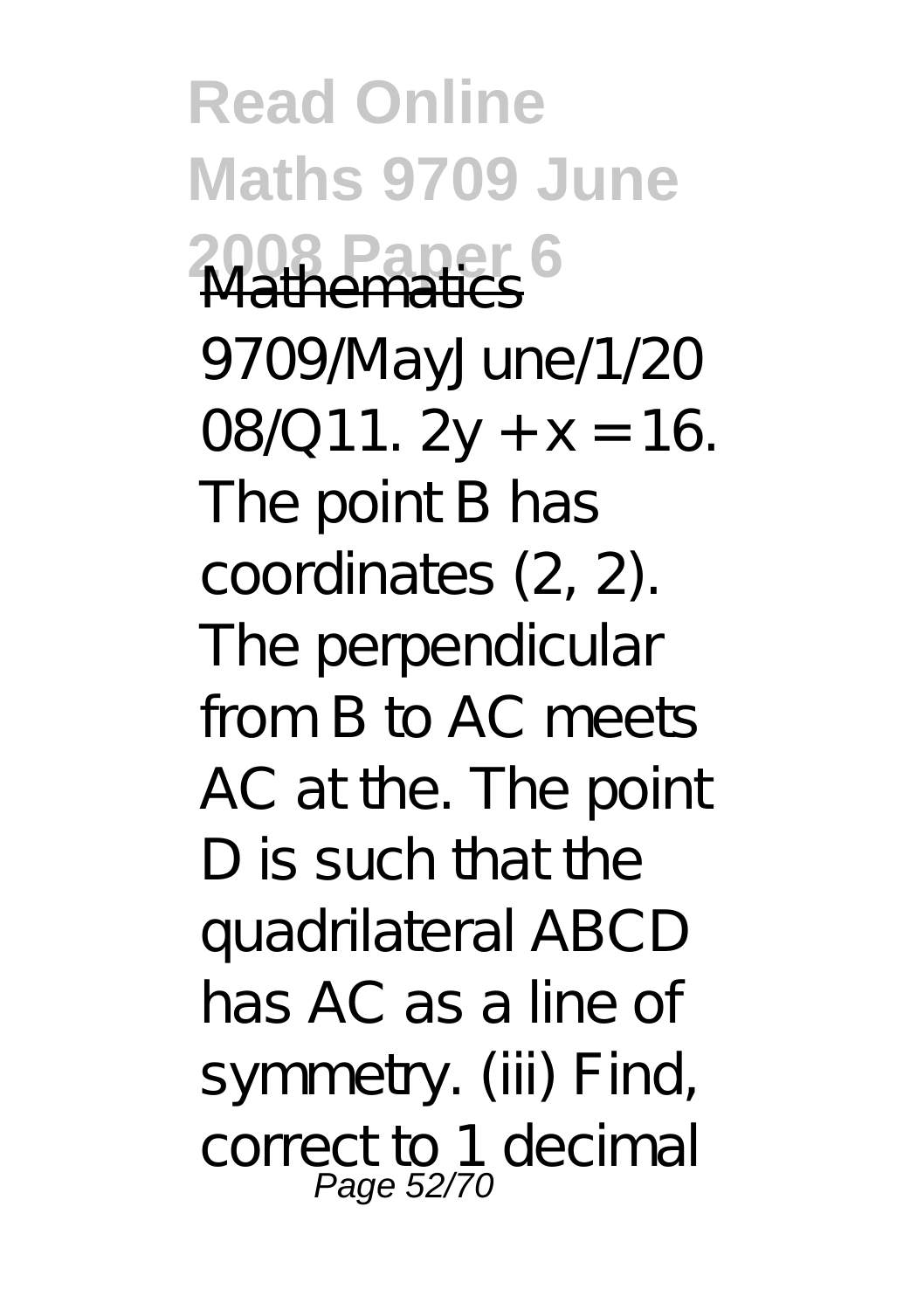Mathematics 9709/MayJune/1/2008/Q11. $2y + x = 16$. The point B has coordinates (2, 2). The perpendicular from B to AC meets AC at the. The point D is such that the quadrilateral ABCD has AC as a line of symmetry. (iii) Find, correct to 1 decimal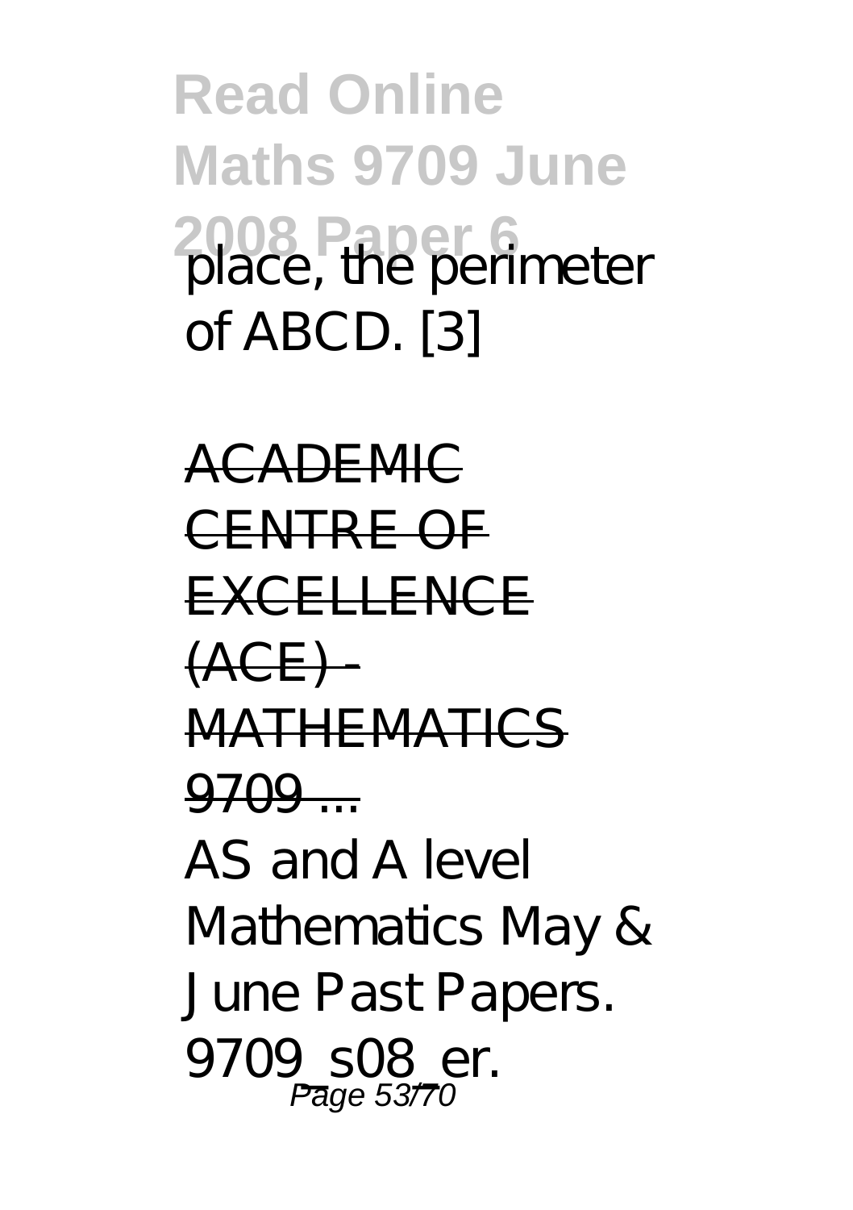place, the perimeter of ABCD. [3]

ACADEMIC CENTRE OF EXCELLENCE (ACE) - MATHEMATICS 9709 ...

AS and A level Mathematics May & June Past Papers. 9709_s08_er.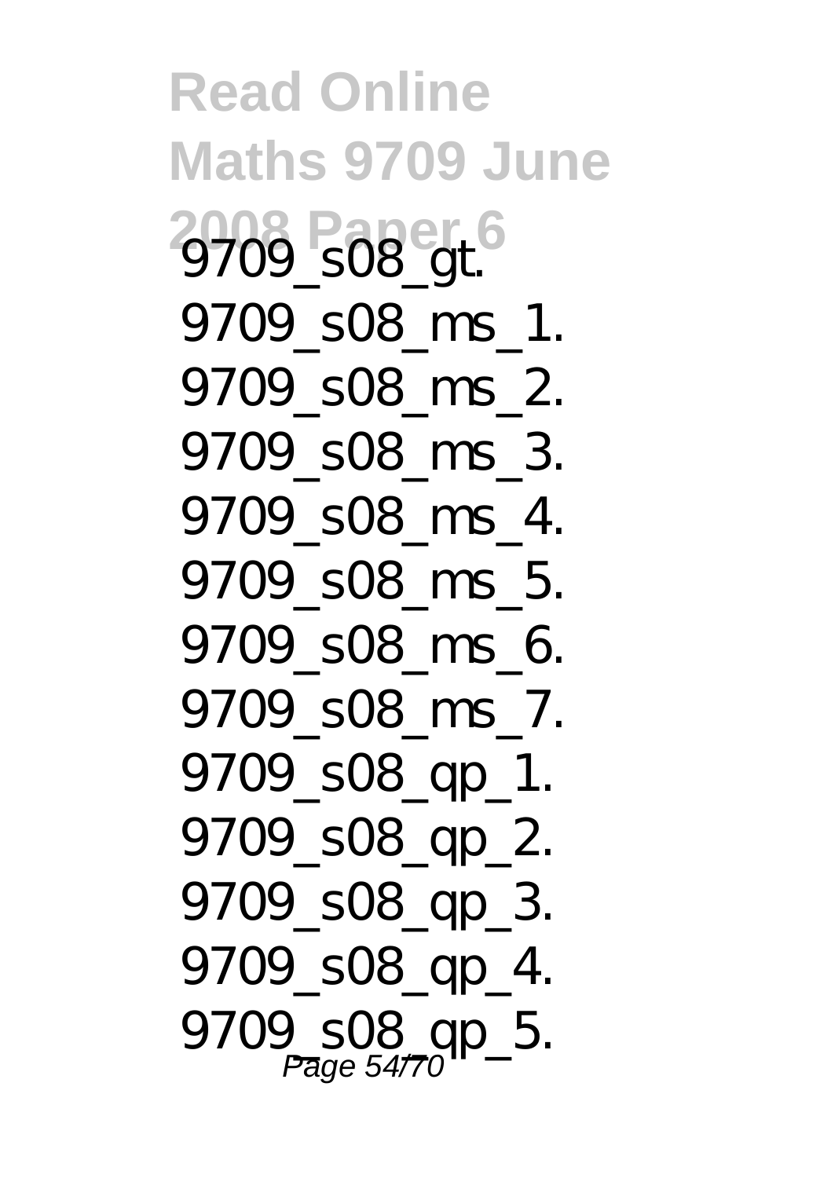9709_s08_gt.
9709_s08_ms_1.
9709_s08_ms_2.
9709_s08_ms_3.
9709_s08_ms_4.
9709_s08_ms_5.
9709_s08_ms_6.
9709_s08_ms_7.
9709_s08_qp_1.
9709_s08_qp_2.
9709_s08_qp_3.
9709_s08_qp_4.
9709_s08_qp_5.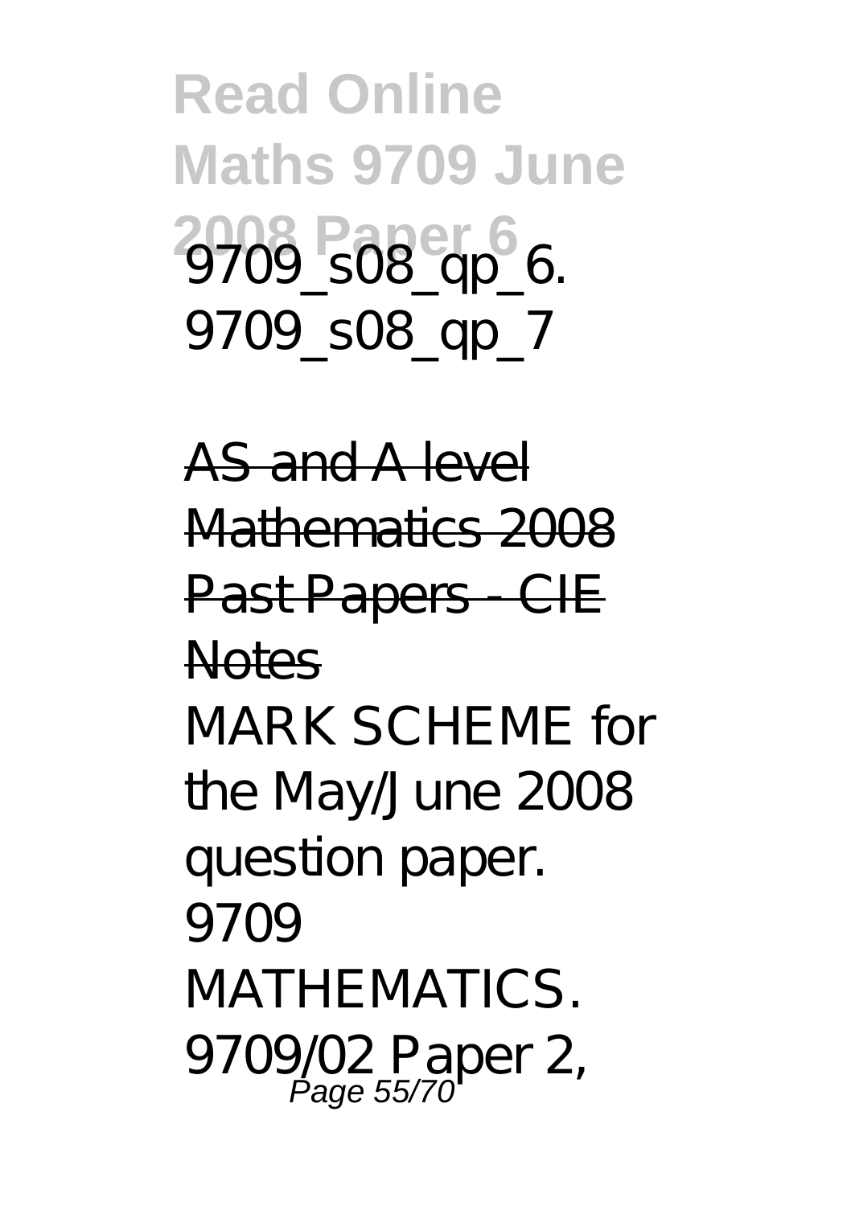9709_s08_qp_6. 9709_s08_qp_7

AS and A level Mathematics 2008 Past Papers - CIE Notes

MARK SCHEME for the May/June 2008 question paper. 9709 MATHEMATICS. 9709/02 Paper 2,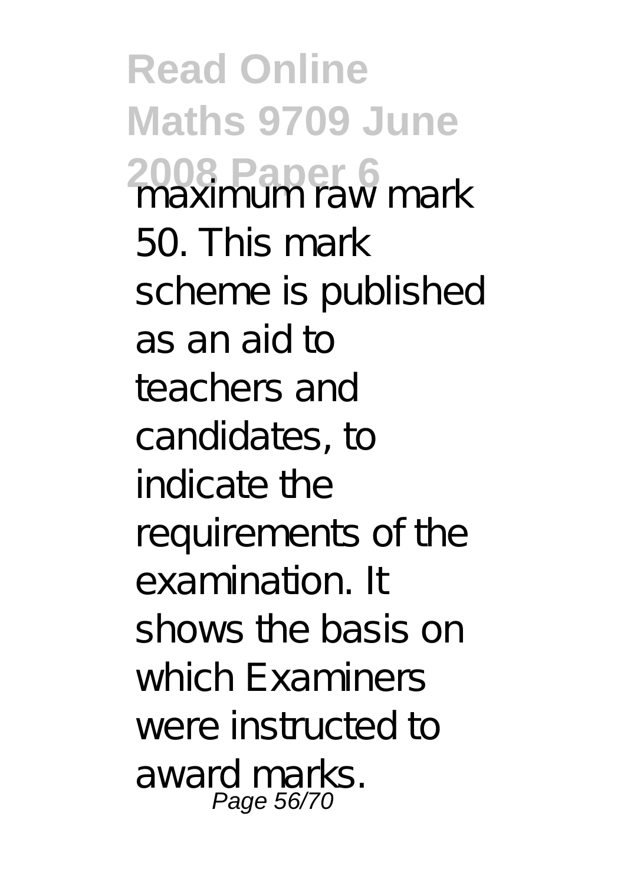maximum raw mark 50. This mark scheme is published as an aid to teachers and candidates, to indicate the requirements of the examination. It shows the basis on which Examiners were instructed to award marks.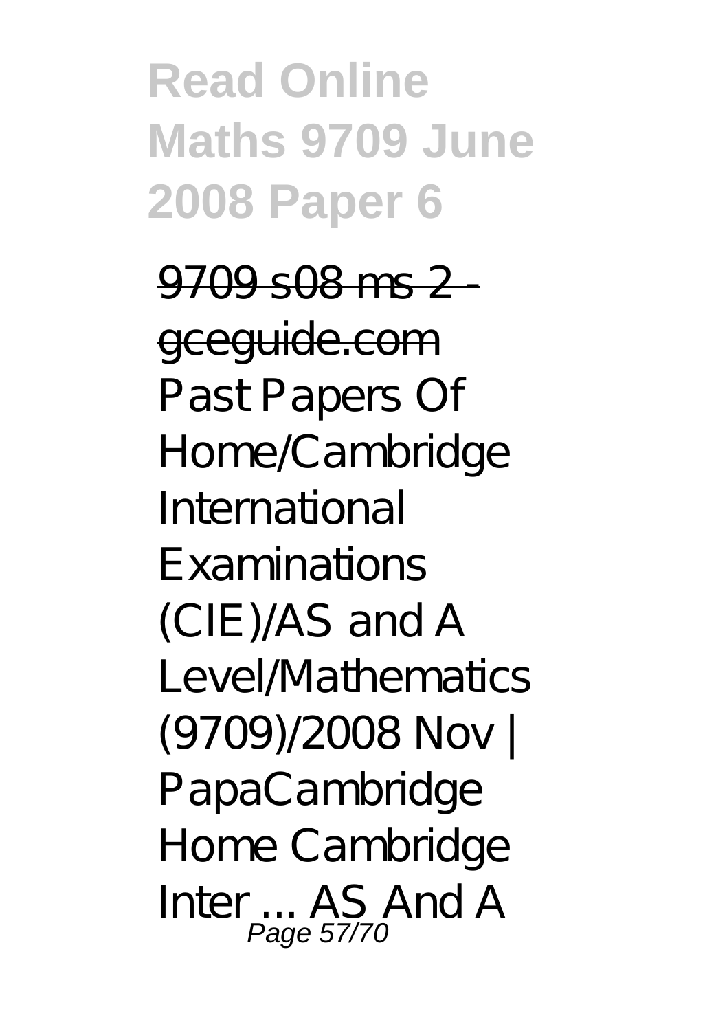# Read Online Maths 9709 June 2008 Paper 6

9709 s08 ms 2 - gceguide.com

Past Papers Of Home/Cambridge International Examinations (CIE)/AS and A Level/Mathematics (9709)/2008 Nov | PapaCambridge Home Cambridge Inter ... AS And A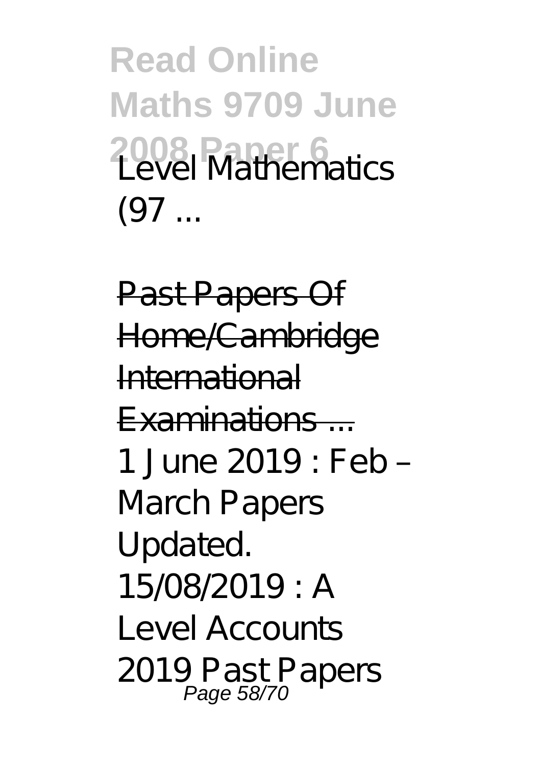Level Mathematics (97 ...

Past Papers Of Home/Cambridge International Examinations ...

1 June 2019 : Feb – March Papers Updated. 15/08/2019 : A Level Accounts 2019 Past Papers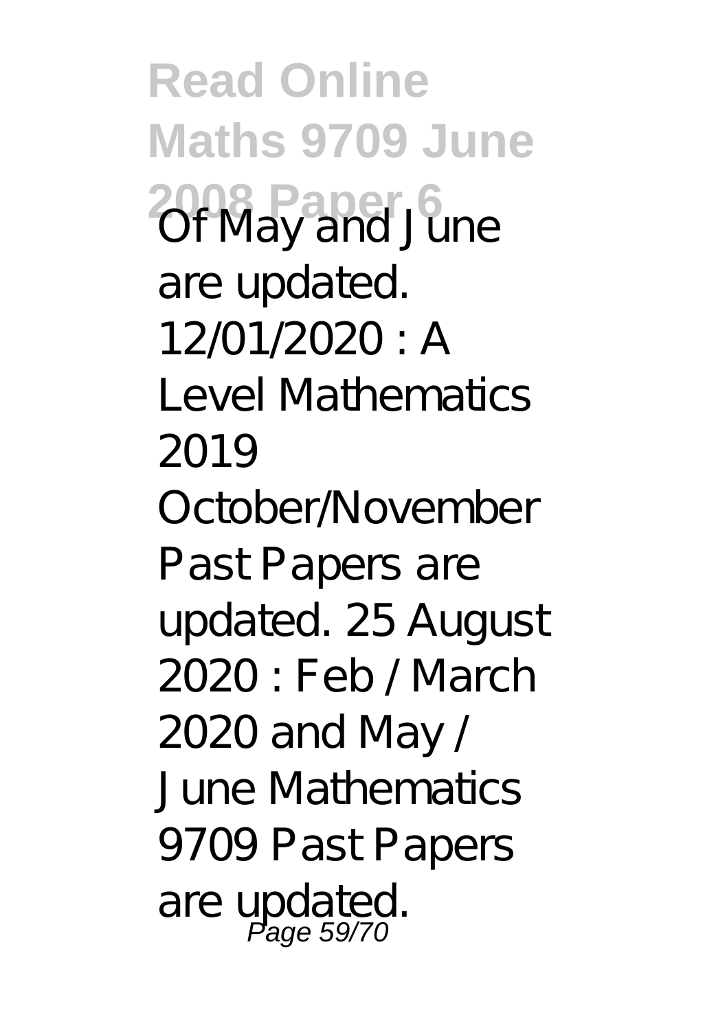Of May and June are updated. 12/01/2020 : A Level Mathematics 2019 October/November Past Papers are updated. 25 August 2020 : Feb / March 2020 and May / June Mathematics 9709 Past Papers are updated.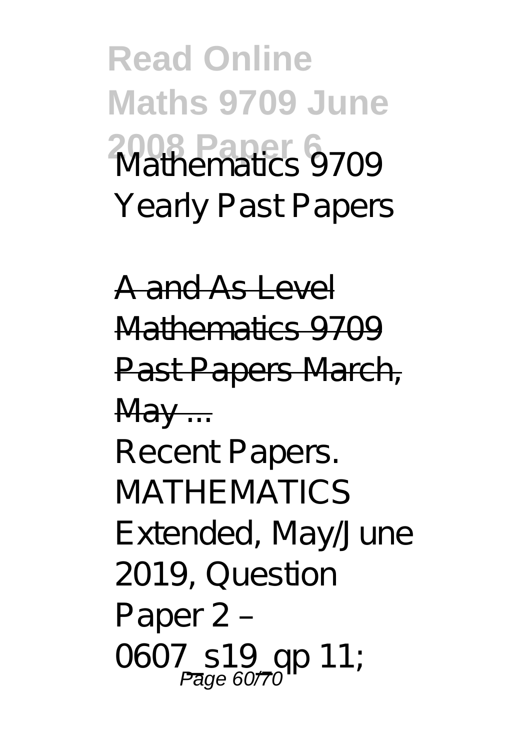Mathematics 9709 Yearly Past Papers

A and As Level Mathematics 9709 Past Papers March, May ...

Recent Papers. MATHEMATICS Extended, May/June 2019, Question Paper 2 – 0607_s19_qp 11;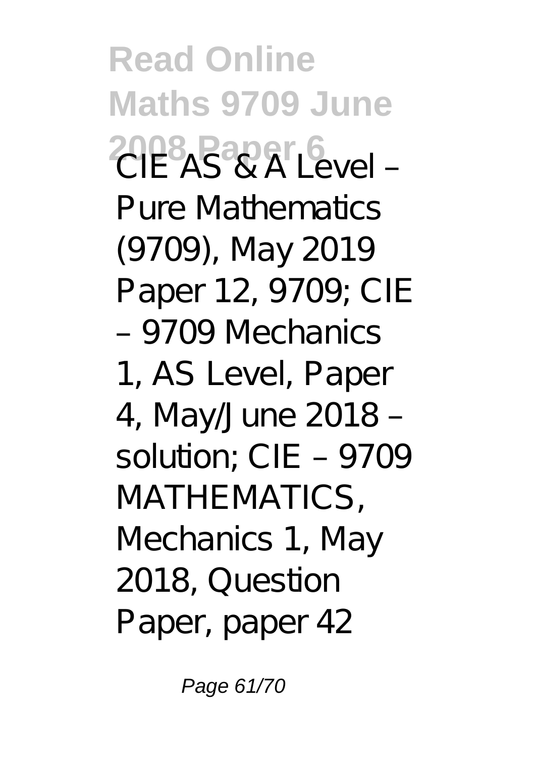CIE AS & A Level – Pure Mathematics (9709), May 2019 Paper 12, 9709; CIE – 9709 Mechanics 1, AS Level, Paper 4, May/June 2018 – solution; CIE – 9709 MATHEMATICS, Mechanics 1, May 2018, Question Paper, paper 42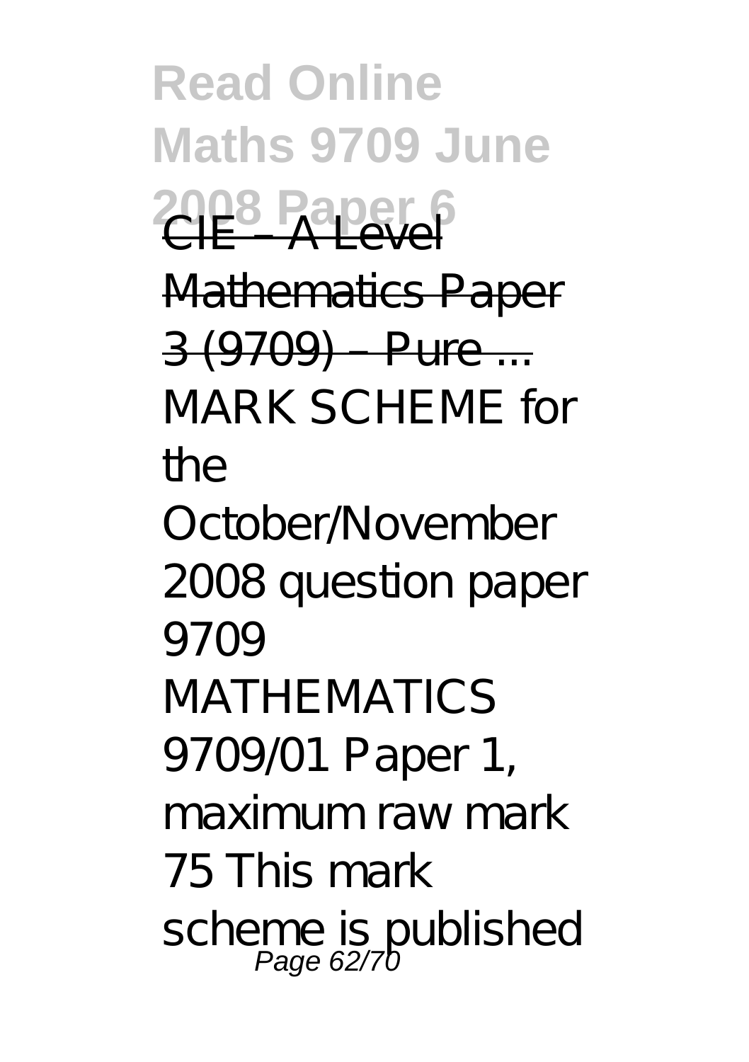CIE – A Level Mathematics Paper 3 (9709) – Pure ...

MARK SCHEME for the October/November 2008 question paper 9709 MATHEMATICS 9709/01 Paper 1, maximum raw mark 75 This mark scheme is published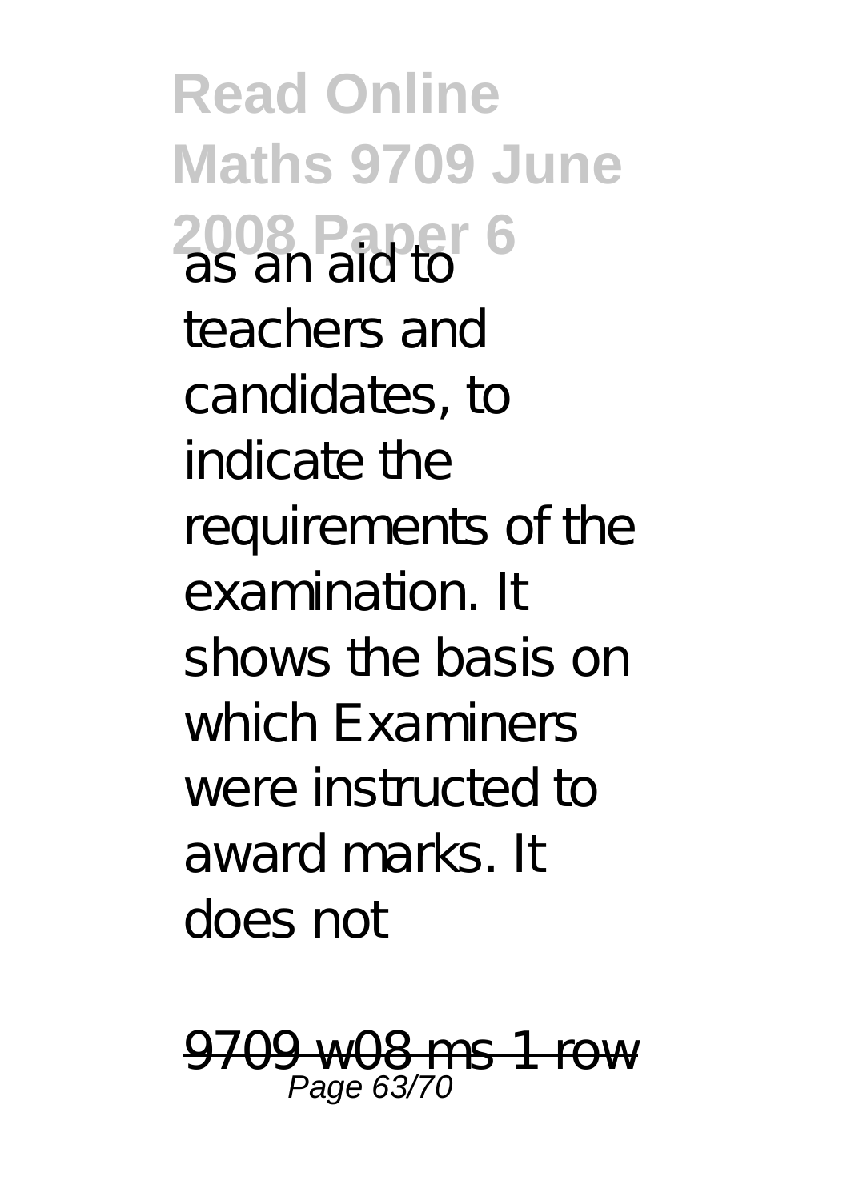as an aid to teachers and candidates, to indicate the requirements of the examination. It shows the basis on which Examiners were instructed to award marks. It does not

9709 w08 ms 1 row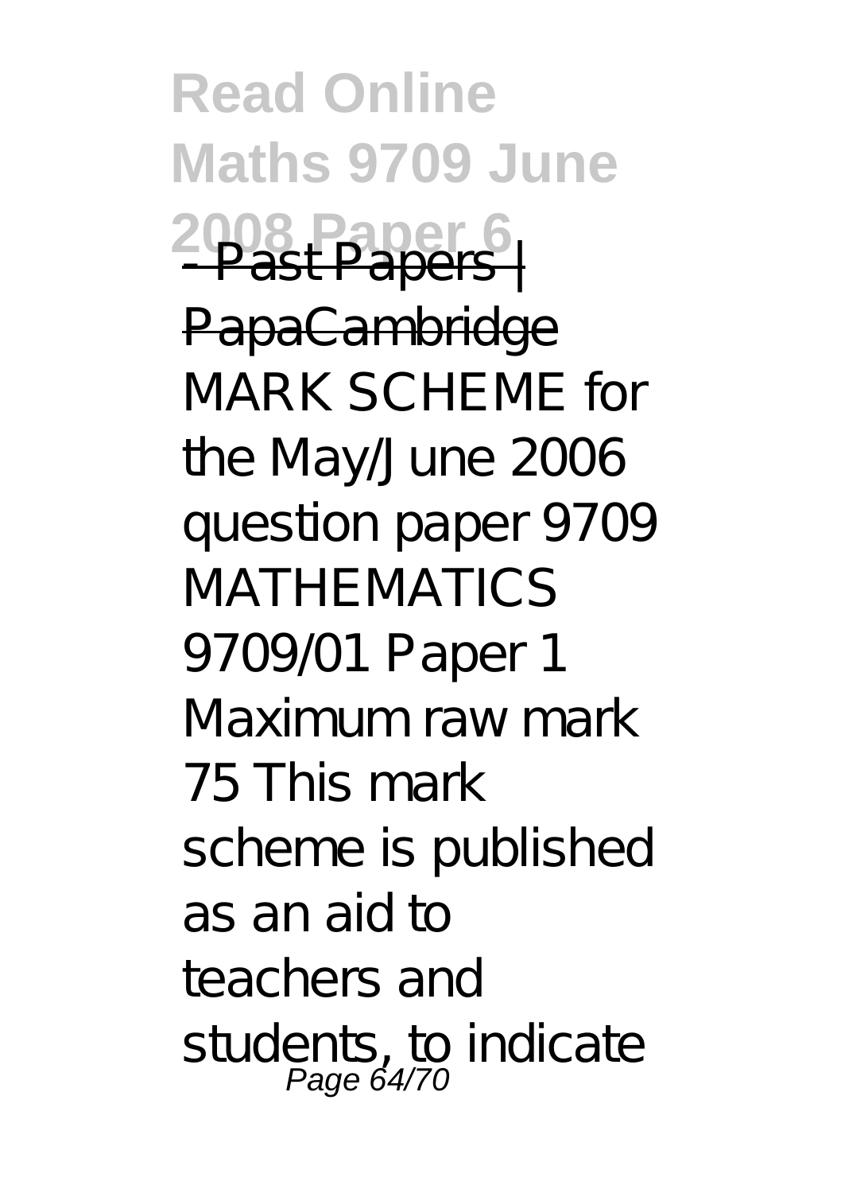- Past Papers | PapaCambridge

MARK SCHEME for the May/June 2006 question paper 9709 MATHEMATICS 9709/01 Paper 1 Maximum raw mark 75 This mark scheme is published as an aid to teachers and students, to indicate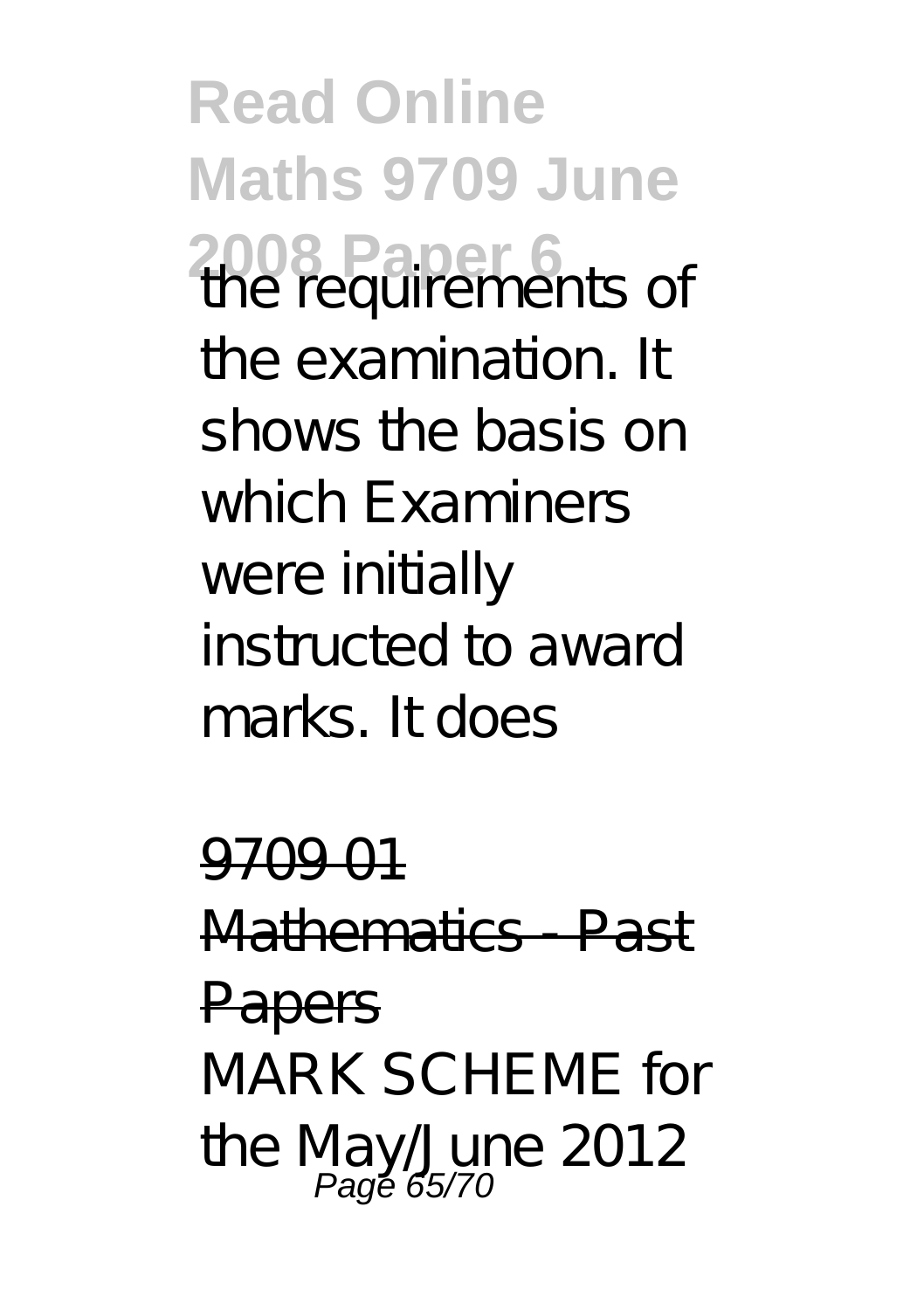the requirements of the examination. It shows the basis on which Examiners were initially instructed to award marks. It does

9709 01 Mathematics - Past Papers

MARK SCHEME for the May/June 2012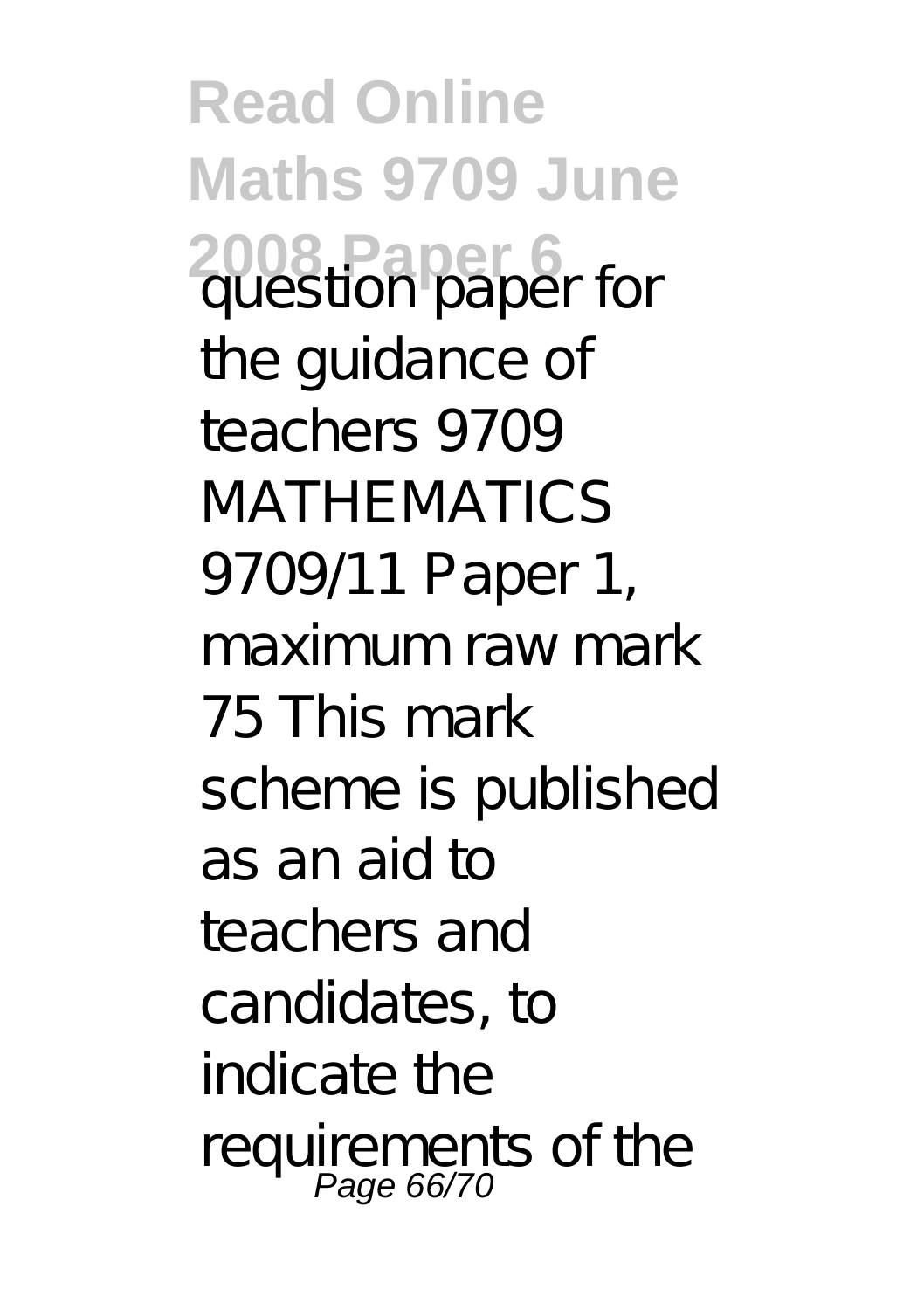question paper for the guidance of teachers 9709 MATHEMATICS 9709/11 Paper 1, maximum raw mark 75 This mark scheme is published as an aid to teachers and candidates, to indicate the requirements of the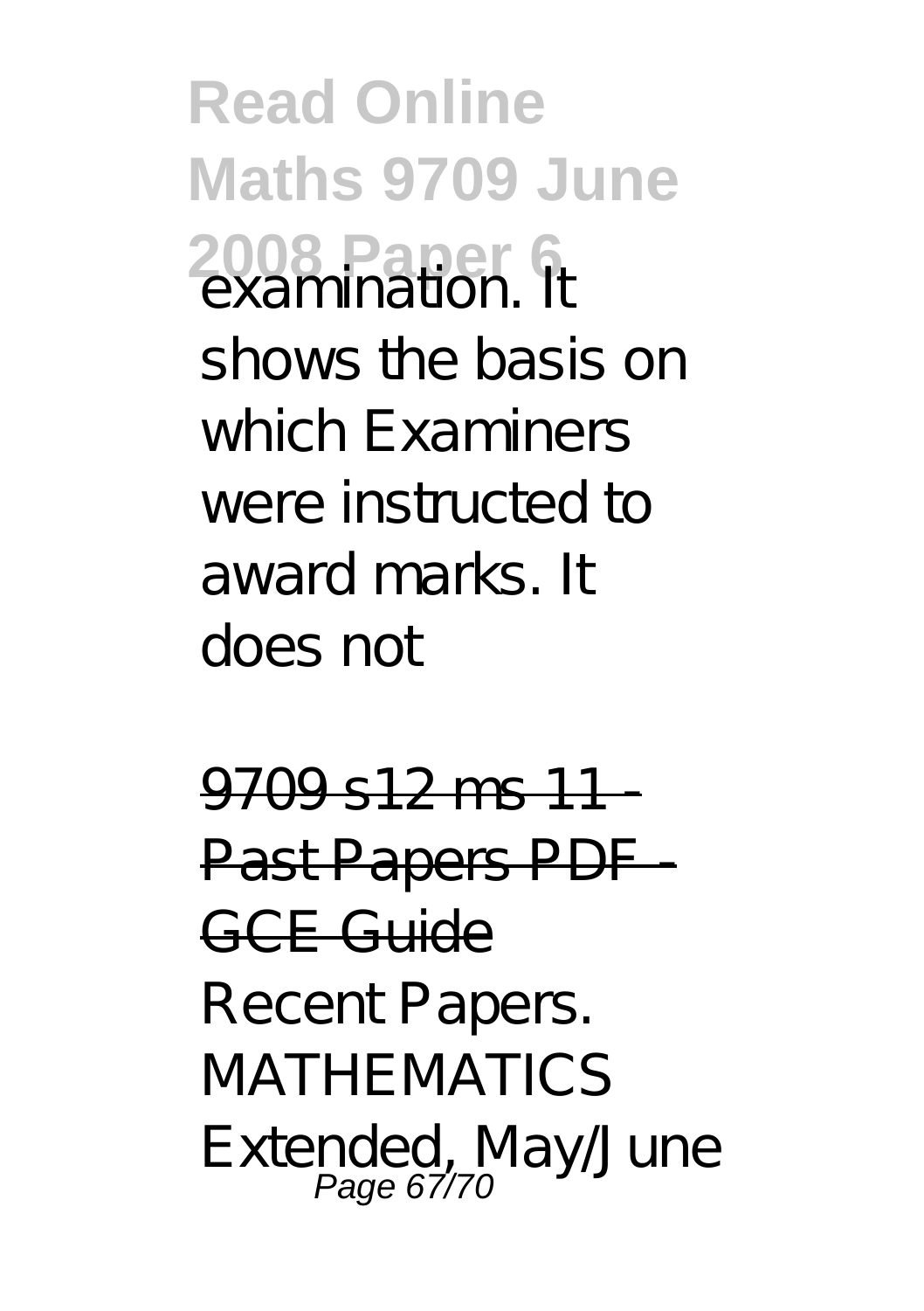examination. It shows the basis on which Examiners were instructed to award marks. It does not

9709 s12 ms 11 - Past Papers PDF - GCE Guide

Recent Papers. MATHEMATICS Extended, May/June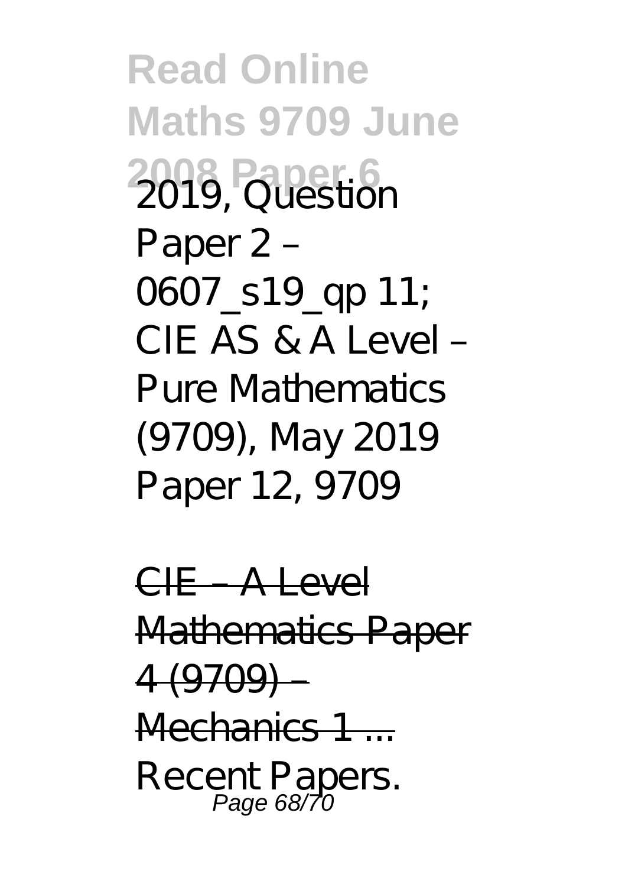2019, Question Paper 2 – 0607_s19_qp 11; CIE AS & A Level – Pure Mathematics (9709), May 2019 Paper 12, 9709

~~CIE – A Level Mathematics Paper 4 (9709) – Mechanics 1 ...~~

Recent Papers.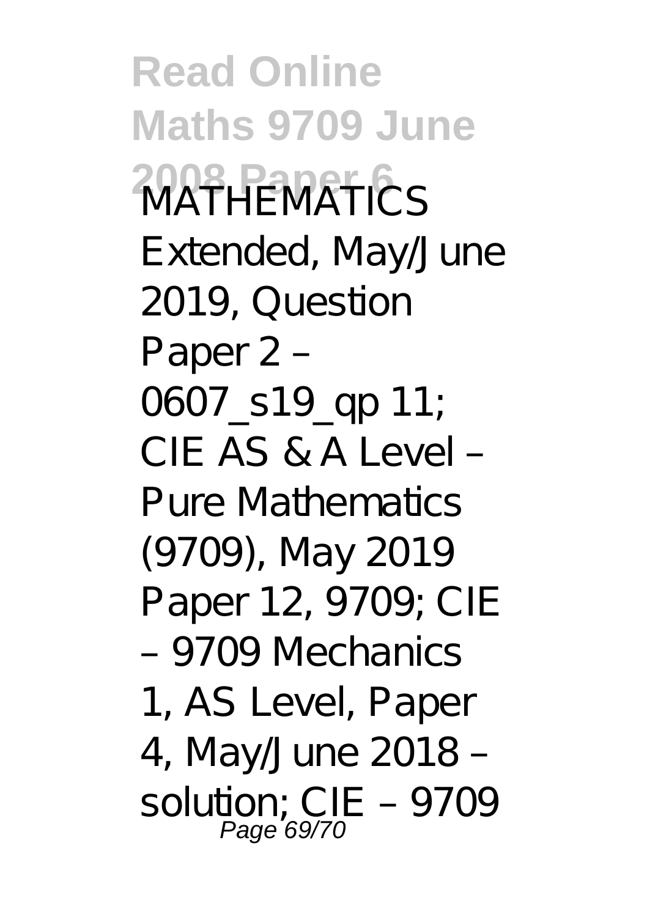MATHEMATICS Extended, May/June 2019, Question Paper 2 – 0607_s19_qp 11; CIE AS & A Level – Pure Mathematics (9709), May 2019 Paper 12, 9709; CIE – 9709 Mechanics 1, AS Level, Paper 4, May/June 2018 – solution; CIE – 9709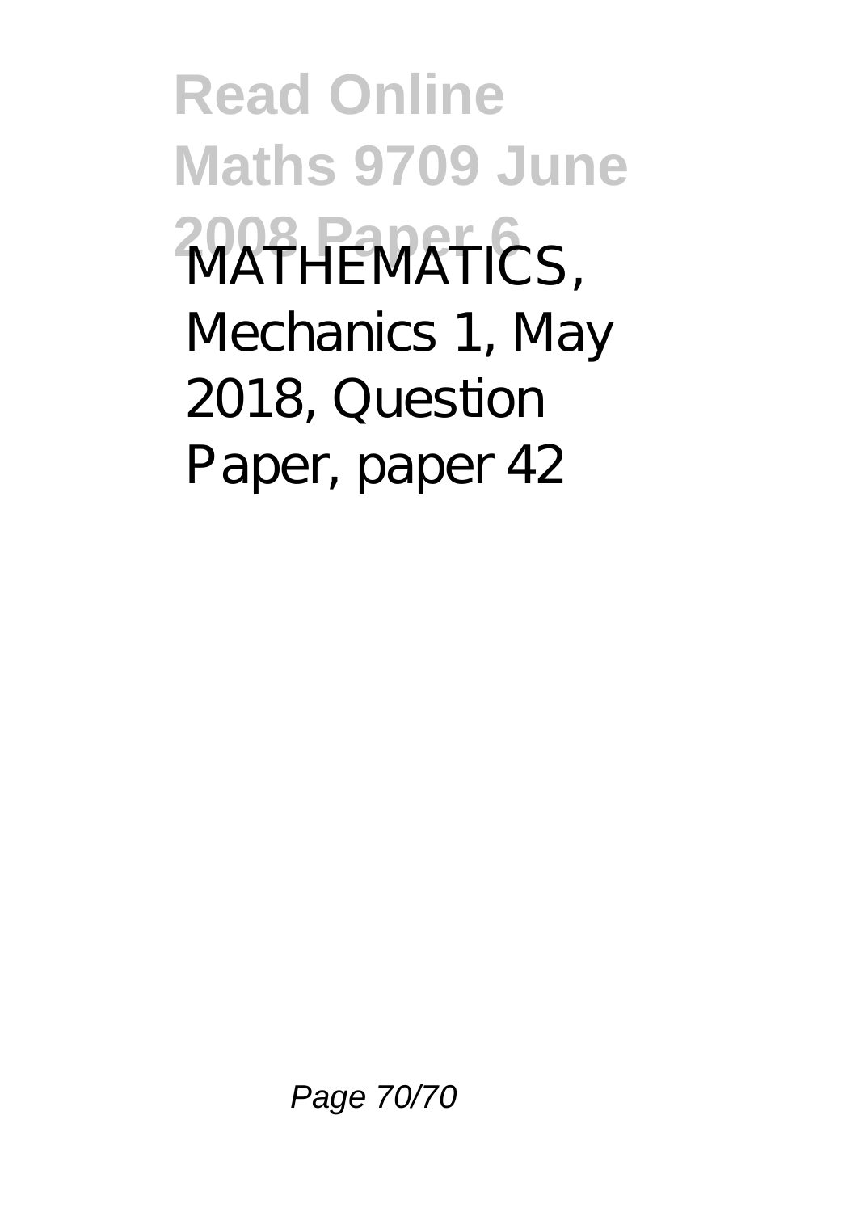MATHEMATICS, Mechanics 1, May 2018, Question Paper, paper 42